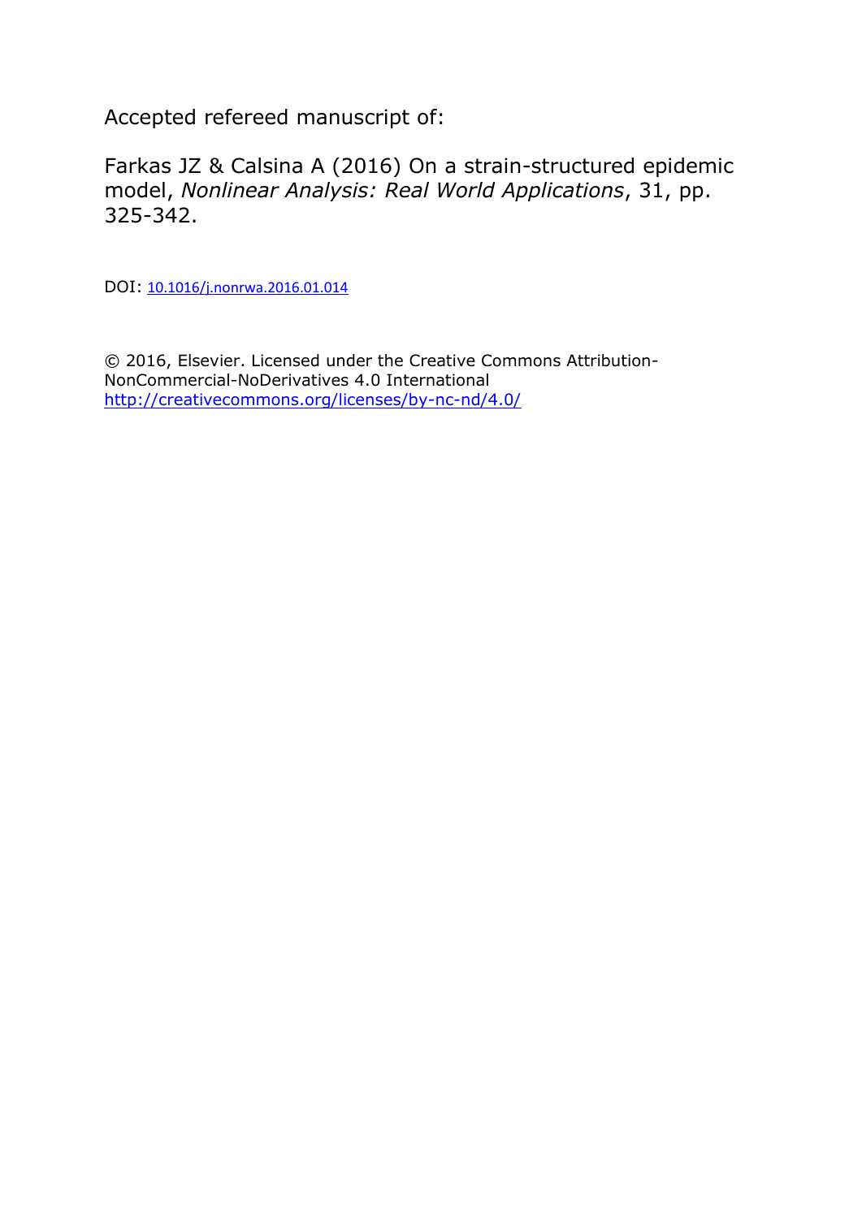Accepted refereed manuscript of:

Farkas JZ & Calsina A (2016) On a strain-structured epidemic model, *Nonlinear Analysis: Real World Applications*, 31, pp. 325-342.

DOI: 10.1016/j.nonrwa.2016.01.014

© 2016, Elsevier. Licensed under the Creative Commons Attribution-NonCommercial-NoDerivatives 4.0 International
http://creativecommons.org/licenses/by-nc-nd/4.0/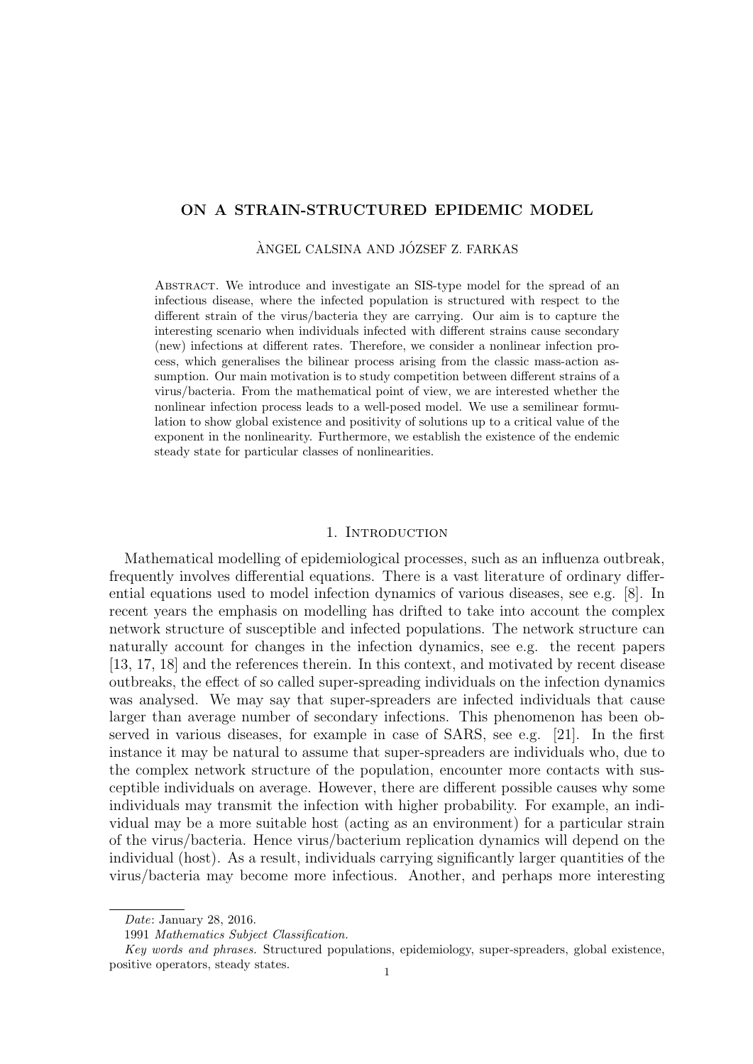# ON A STRAIN-STRUCTURED EPIDEMIC MODEL

ÀNGEL CALSINA AND JÓZSEF Z. FARKAS

Abstract. We introduce and investigate an SIS-type model for the spread of an infectious disease, where the infected population is structured with respect to the different strain of the virus/bacteria they are carrying. Our aim is to capture the interesting scenario when individuals infected with different strains cause secondary (new) infections at different rates. Therefore, we consider a nonlinear infection process, which generalises the bilinear process arising from the classic mass-action assumption. Our main motivation is to study competition between different strains of a virus/bacteria. From the mathematical point of view, we are interested whether the nonlinear infection process leads to a well-posed model. We use a semilinear formulation to show global existence and positivity of solutions up to a critical value of the exponent in the nonlinearity. Furthermore, we establish the existence of the endemic steady state for particular classes of nonlinearities.

## 1. Introduction

Mathematical modelling of epidemiological processes, such as an influenza outbreak, frequently involves differential equations. There is a vast literature of ordinary differential equations used to model infection dynamics of various diseases, see e.g. [8]. In recent years the emphasis on modelling has drifted to take into account the complex network structure of susceptible and infected populations. The network structure can naturally account for changes in the infection dynamics, see e.g. the recent papers [13, 17, 18] and the references therein. In this context, and motivated by recent disease outbreaks, the effect of so called super-spreading individuals on the infection dynamics was analysed. We may say that super-spreaders are infected individuals that cause larger than average number of secondary infections. This phenomenon has been observed in various diseases, for example in case of SARS, see e.g. [21]. In the first instance it may be natural to assume that super-spreaders are individuals who, due to the complex network structure of the population, encounter more contacts with susceptible individuals on average. However, there are different possible causes why some individuals may transmit the infection with higher probability. For example, an individual may be a more suitable host (acting as an environment) for a particular strain of the virus/bacteria. Hence virus/bacterium replication dynamics will depend on the individual (host). As a result, individuals carrying significantly larger quantities of the virus/bacteria may become more infectious. Another, and perhaps more interesting

*Date*: January 28, 2016.

1991 *Mathematics Subject Classification.*

*Key words and phrases.* Structured populations, epidemiology, super-spreaders, global existence, positive operators, steady states.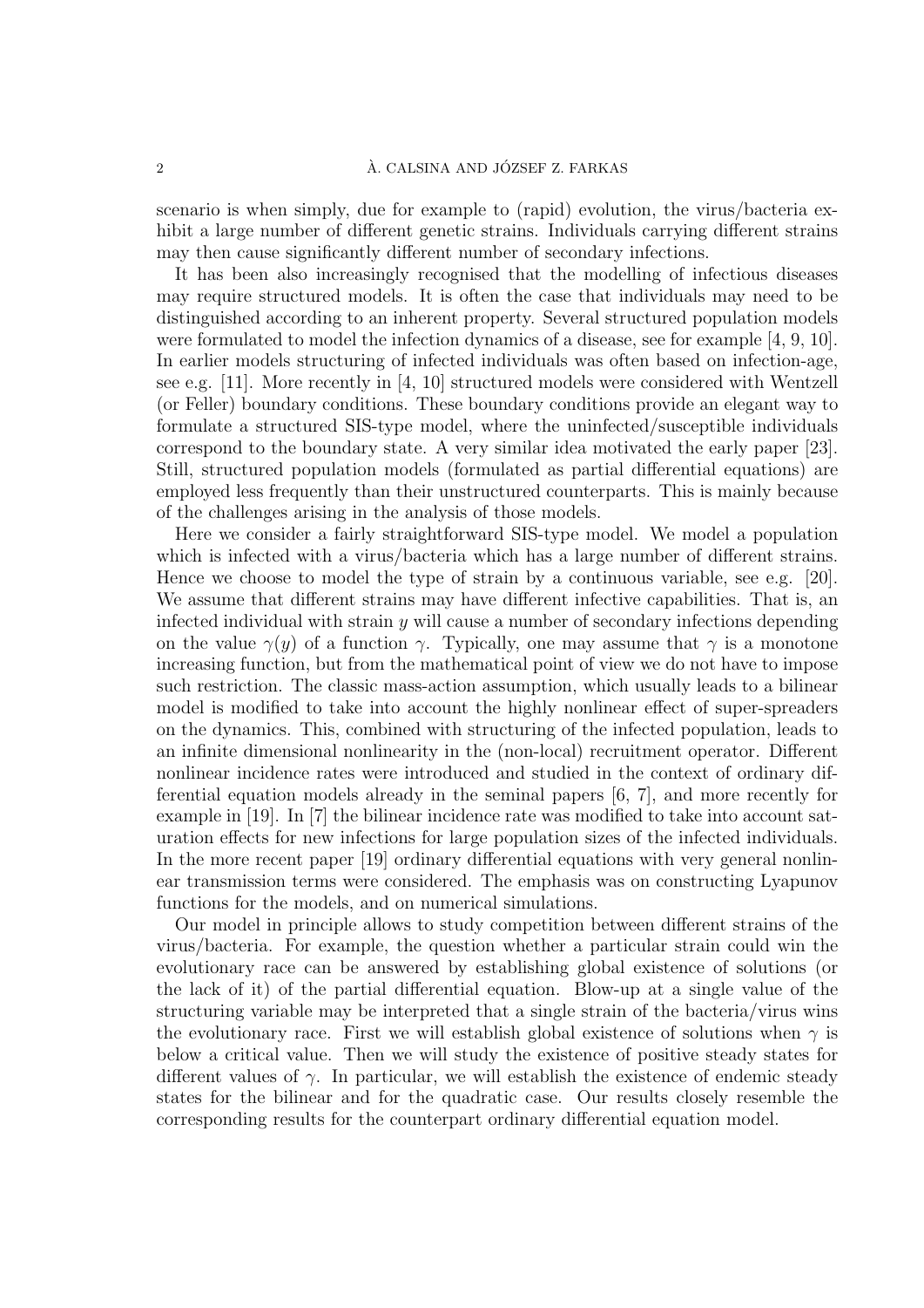scenario is when simply, due for example to (rapid) evolution, the virus/bacteria exhibit a large number of different genetic strains. Individuals carrying different strains may then cause significantly different number of secondary infections.

It has been also increasingly recognised that the modelling of infectious diseases may require structured models. It is often the case that individuals may need to be distinguished according to an inherent property. Several structured population models were formulated to model the infection dynamics of a disease, see for example [4, 9, 10]. In earlier models structuring of infected individuals was often based on infection-age, see e.g. [11]. More recently in [4, 10] structured models were considered with Wentzell (or Feller) boundary conditions. These boundary conditions provide an elegant way to formulate a structured SIS-type model, where the uninfected/susceptible individuals correspond to the boundary state. A very similar idea motivated the early paper [23]. Still, structured population models (formulated as partial differential equations) are employed less frequently than their unstructured counterparts. This is mainly because of the challenges arising in the analysis of those models.

Here we consider a fairly straightforward SIS-type model. We model a population which is infected with a virus/bacteria which has a large number of different strains. Hence we choose to model the type of strain by a continuous variable, see e.g. [20]. We assume that different strains may have different infective capabilities. That is, an infected individual with strain $y$ will cause a number of secondary infections depending on the value $\gamma(y)$ of a function $\gamma$. Typically, one may assume that $\gamma$ is a monotone increasing function, but from the mathematical point of view we do not have to impose such restriction. The classic mass-action assumption, which usually leads to a bilinear model is modified to take into account the highly nonlinear effect of super-spreaders on the dynamics. This, combined with structuring of the infected population, leads to an infinite dimensional nonlinearity in the (non-local) recruitment operator. Different nonlinear incidence rates were introduced and studied in the context of ordinary differential equation models already in the seminal papers [6, 7], and more recently for example in [19]. In [7] the bilinear incidence rate was modified to take into account saturation effects for new infections for large population sizes of the infected individuals. In the more recent paper [19] ordinary differential equations with very general nonlinear transmission terms were considered. The emphasis was on constructing Lyapunov functions for the models, and on numerical simulations.

Our model in principle allows to study competition between different strains of the virus/bacteria. For example, the question whether a particular strain could win the evolutionary race can be answered by establishing global existence of solutions (or the lack of it) of the partial differential equation. Blow-up at a single value of the structuring variable may be interpreted that a single strain of the bacteria/virus wins the evolutionary race. First we will establish global existence of solutions when $\gamma$ is below a critical value. Then we will study the existence of positive steady states for different values of $\gamma$. In particular, we will establish the existence of endemic steady states for the bilinear and for the quadratic case. Our results closely resemble the corresponding results for the counterpart ordinary differential equation model.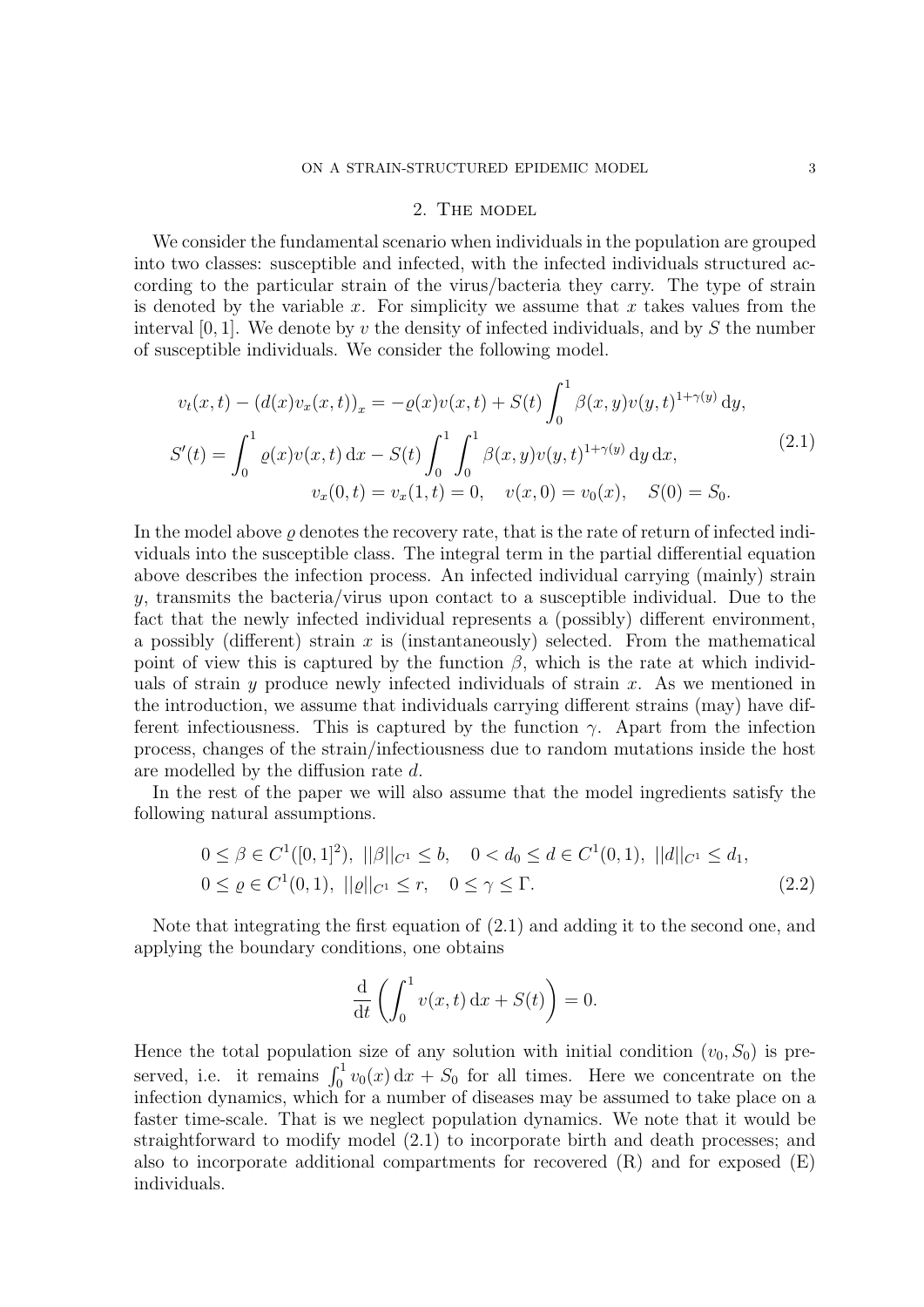## 2. The model

We consider the fundamental scenario when individuals in the population are grouped into two classes: susceptible and infected, with the infected individuals structured according to the particular strain of the virus/bacteria they carry. The type of strain is denoted by the variable $x$. For simplicity we assume that $x$ takes values from the interval $[0,1]$. We denote by $v$ the density of infected individuals, and by $S$ the number of susceptible individuals. We consider the following model.

$$
\begin{aligned}
v_t(x,t) - \left(d(x)v_x(x,t)\right)_x &= -\varrho(x)v(x,t) + S(t)\int_0^1 \beta(x,y)v(y,t)^{1+\gamma(y)}\,\mathrm{d}y, \\
S'(t) &= \int_0^1 \varrho(x)v(x,t)\,\mathrm{d}x - S(t)\int_0^1\int_0^1 \beta(x,y)v(y,t)^{1+\gamma(y)}\,\mathrm{d}y\,\mathrm{d}x, \\
v_x(0,t) = v_x(1,t) &= 0, \quad v(x,0) = v_0(x), \quad S(0) = S_0.
\end{aligned}
\tag{2.1}
$$

In the model above $\varrho$ denotes the recovery rate, that is the rate of return of infected individuals into the susceptible class. The integral term in the partial differential equation above describes the infection process. An infected individual carrying (mainly) strain $y$, transmits the bacteria/virus upon contact to a susceptible individual. Due to the fact that the newly infected individual represents a (possibly) different environment, a possibly (different) strain $x$ is (instantaneously) selected. From the mathematical point of view this is captured by the function $\beta$, which is the rate at which individuals of strain $y$ produce newly infected individuals of strain $x$. As we mentioned in the introduction, we assume that individuals carrying different strains (may) have different infectiousness. This is captured by the function $\gamma$. Apart from the infection process, changes of the strain/infectiousness due to random mutations inside the host are modelled by the diffusion rate $d$.

In the rest of the paper we will also assume that the model ingredients satisfy the following natural assumptions.

$$
\begin{aligned}
&0 \le \beta \in C^1([0,1]^2),\ ||\beta||_{C^1} \le b, \quad 0 < d_0 \le d \in C^1(0,1),\ ||d||_{C^1} \le d_1, \\
&0 \le \varrho \in C^1(0,1),\ ||\varrho||_{C^1} \le r, \quad 0 \le \gamma \le \Gamma.
\end{aligned}
\tag{2.2}
$$

Note that integrating the first equation of (2.1) and adding it to the second one, and applying the boundary conditions, one obtains

$$
\frac{\mathrm{d}}{\mathrm{d}t}\left(\int_0^1 v(x,t)\,\mathrm{d}x + S(t)\right) = 0.
$$

Hence the total population size of any solution with initial condition $(v_0, S_0)$ is preserved, i.e. it remains $\int_0^1 v_0(x)\,\mathrm{d}x + S_0$ for all times. Here we concentrate on the infection dynamics, which for a number of diseases may be assumed to take place on a faster time-scale. That is we neglect population dynamics. We note that it would be straightforward to modify model (2.1) to incorporate birth and death processes; and also to incorporate additional compartments for recovered (R) and for exposed (E) individuals.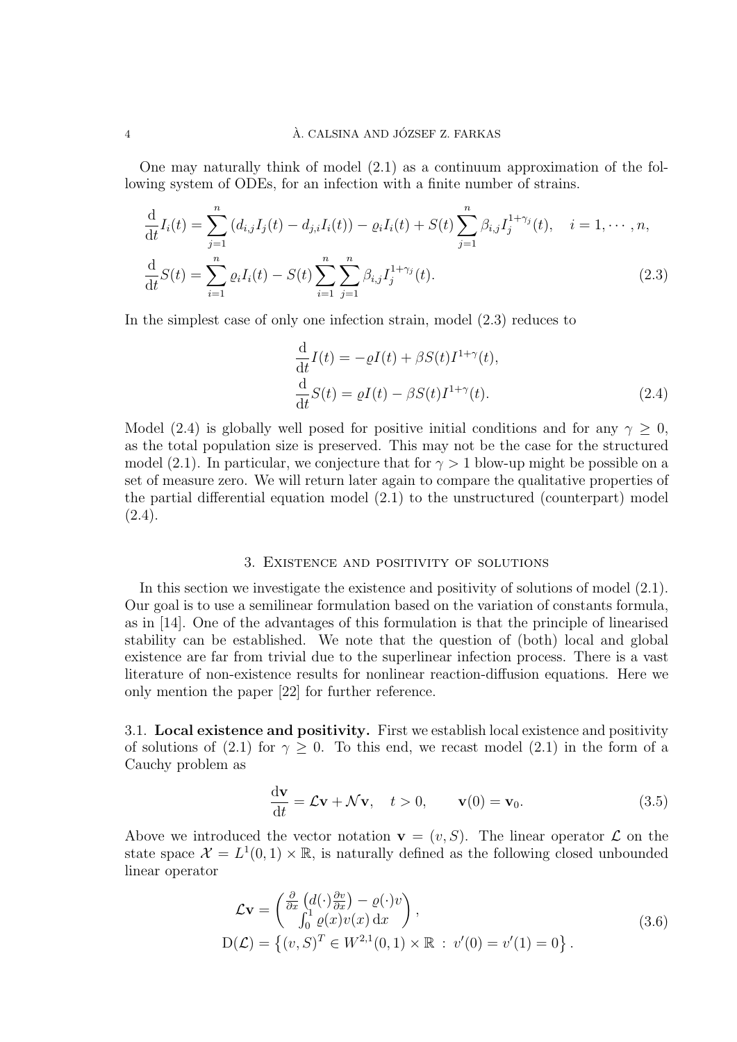One may naturally think of model (2.1) as a continuum approximation of the following system of ODEs, for an infection with a finite number of strains.

$$
\begin{aligned}
\frac{\mathrm{d}}{\mathrm{d}t}I_i(t) &= \sum_{j=1}^{n}\left(d_{i,j}I_j(t) - d_{j,i}I_i(t)\right) - \varrho_i I_i(t) + S(t)\sum_{j=1}^{n}\beta_{i,j}I_j^{1+\gamma_j}(t), \quad i = 1,\cdots,n,\\
\frac{\mathrm{d}}{\mathrm{d}t}S(t) &= \sum_{i=1}^{n}\varrho_i I_i(t) - S(t)\sum_{i=1}^{n}\sum_{j=1}^{n}\beta_{i,j}I_j^{1+\gamma_j}(t).
\end{aligned}
\tag{2.3}
$$

In the simplest case of only one infection strain, model (2.3) reduces to

$$
\begin{aligned}
\frac{\mathrm{d}}{\mathrm{d}t}I(t) &= -\varrho I(t) + \beta S(t) I^{1+\gamma}(t),\\
\frac{\mathrm{d}}{\mathrm{d}t}S(t) &= \varrho I(t) - \beta S(t) I^{1+\gamma}(t).
\end{aligned}
\tag{2.4}
$$

Model (2.4) is globally well posed for positive initial conditions and for any $\gamma \geq 0$, as the total population size is preserved. This may not be the case for the structured model (2.1). In particular, we conjecture that for $\gamma > 1$ blow-up might be possible on a set of measure zero. We will return later again to compare the qualitative properties of the partial differential equation model (2.1) to the unstructured (counterpart) model (2.4).

## 3. Existence and positivity of solutions

In this section we investigate the existence and positivity of solutions of model (2.1). Our goal is to use a semilinear formulation based on the variation of constants formula, as in [14]. One of the advantages of this formulation is that the principle of linearised stability can be established. We note that the question of (both) local and global existence are far from trivial due to the superlinear infection process. There is a vast literature of non-existence results for nonlinear reaction-diffusion equations. Here we only mention the paper [22] for further reference.

### 3.1. Local existence and positivity.

First we establish local existence and positivity of solutions of (2.1) for $\gamma \geq 0$. To this end, we recast model (2.1) in the form of a Cauchy problem as

$$
\frac{\mathrm{d}\mathbf{v}}{\mathrm{d}t} = \mathcal{L}\mathbf{v} + \mathcal{N}\mathbf{v}, \quad t > 0, \qquad \mathbf{v}(0) = \mathbf{v}_0. \tag{3.5}
$$

Above we introduced the vector notation $\mathbf{v} = (v, S)$. The linear operator $\mathcal{L}$ on the state space $\mathcal{X} = L^1(0,1) \times \mathbb{R}$, is naturally defined as the following closed unbounded linear operator

$$
\begin{aligned}
\mathcal{L}\mathbf{v} &= \begin{pmatrix} \frac{\partial}{\partial x}\left(d(\cdot)\frac{\partial v}{\partial x}\right) - \varrho(\cdot)v \\ \int_0^1 \varrho(x)v(x)\,\mathrm{d}x \end{pmatrix},\\
\mathrm{D}(\mathcal{L}) &= \left\{(v,S)^T \in W^{2,1}(0,1)\times\mathbb{R} \,:\, v'(0) = v'(1) = 0\right\}.
\end{aligned}
\tag{3.6}
$$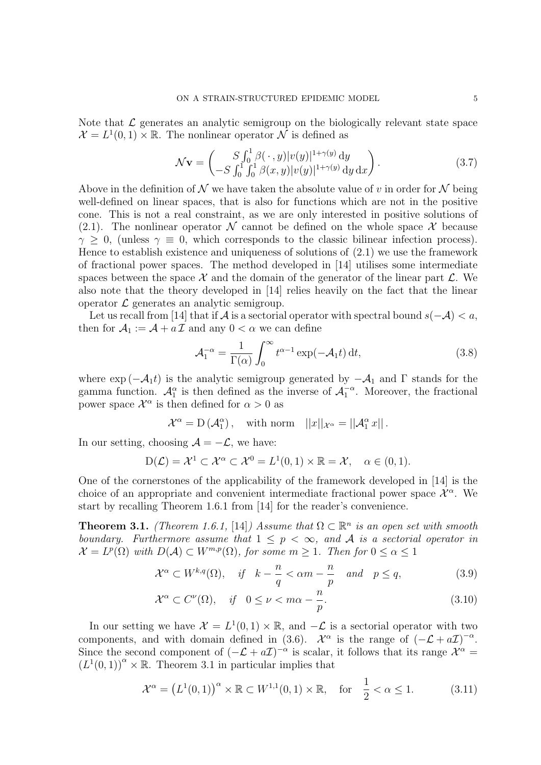Note that $\mathcal{L}$ generates an analytic semigroup on the biologically relevant state space $\mathcal{X} = L^1(0,1) \times \mathbb{R}$. The nonlinear operator $\mathcal{N}$ is defined as

$$\mathcal{N}\mathbf{v} = \begin{pmatrix} S\int_0^1 \beta(\,\cdot\,, y)|v(y)|^{1+\gamma(y)}\,\mathrm{d}y \\ -S\int_0^1\int_0^1 \beta(x,y)|v(y)|^{1+\gamma(y)}\,\mathrm{d}y\,\mathrm{d}x \end{pmatrix}. \tag{3.7}$$

Above in the definition of $\mathcal{N}$ we have taken the absolute value of $v$ in order for $\mathcal{N}$ being well-defined on linear spaces, that is also for functions which are not in the positive cone. This is not a real constraint, as we are only interested in positive solutions of (2.1). The nonlinear operator $\mathcal{N}$ cannot be defined on the whole space $\mathcal{X}$ because $\gamma \geq 0$, (unless $\gamma \equiv 0$, which corresponds to the classic bilinear infection process). Hence to establish existence and uniqueness of solutions of (2.1) we use the framework of fractional power spaces. The method developed in [14] utilises some intermediate spaces between the space $\mathcal{X}$ and the domain of the generator of the linear part $\mathcal{L}$. We also note that the theory developed in [14] relies heavily on the fact that the linear operator $\mathcal{L}$ generates an analytic semigroup.

Let us recall from [14] that if $\mathcal{A}$ is a sectorial operator with spectral bound $s(-\mathcal{A}) < a$, then for $\mathcal{A}_1 := \mathcal{A} + a\,\mathcal{I}$ and any $0 < \alpha$ we can define

$$\mathcal{A}_1^{-\alpha} = \frac{1}{\Gamma(\alpha)}\int_0^\infty t^{\alpha-1}\exp(-\mathcal{A}_1 t)\,\mathrm{d}t, \tag{3.8}$$

where $\exp(-\mathcal{A}_1 t)$ is the analytic semigroup generated by $-\mathcal{A}_1$ and $\Gamma$ stands for the gamma function. $\mathcal{A}_1^\alpha$ is then defined as the inverse of $\mathcal{A}_1^{-\alpha}$. Moreover, the fractional power space $\mathcal{X}^\alpha$ is then defined for $\alpha > 0$ as

$$\mathcal{X}^\alpha = \mathrm{D}\left(\mathcal{A}_1^\alpha\right), \quad \text{with norm} \quad ||x||_{\mathcal{X}^\alpha} = ||\mathcal{A}_1^\alpha\, x||\,.$$

In our setting, choosing $\mathcal{A} = -\mathcal{L}$, we have:

$$\mathrm{D}(\mathcal{L}) = \mathcal{X}^1 \subset \mathcal{X}^\alpha \subset \mathcal{X}^0 = L^1(0,1)\times\mathbb{R} = \mathcal{X}, \quad \alpha \in (0,1).$$

One of the cornerstones of the applicability of the framework developed in [14] is the choice of an appropriate and convenient intermediate fractional power space $\mathcal{X}^\alpha$. We start by recalling Theorem 1.6.1 from [14] for the reader's convenience.

**Theorem 3.1.** *(Theorem 1.6.1, [14]) Assume that $\Omega \subset \mathbb{R}^n$ is an open set with smooth boundary. Furthermore assume that $1 \leq p < \infty$, and $\mathcal{A}$ is a sectorial operator in $\mathcal{X} = L^p(\Omega)$ with $D(\mathcal{A}) \subset W^{m,p}(\Omega)$, for some $m \geq 1$. Then for $0 \leq \alpha \leq 1$*

$$\mathcal{X}^\alpha \subset W^{k,q}(\Omega), \quad \text{if} \quad k - \frac{n}{q} < \alpha m - \frac{n}{p} \quad \text{and} \quad p \leq q, \tag{3.9}$$

$$\mathcal{X}^\alpha \subset C^\nu(\Omega), \quad \text{if} \quad 0 \leq \nu < m\alpha - \frac{n}{p}. \tag{3.10}$$

In our setting we have $\mathcal{X} = L^1(0,1)\times\mathbb{R}$, and $-\mathcal{L}$ is a sectorial operator with two components, and with domain defined in (3.6). $\mathcal{X}^\alpha$ is the range of $(-\mathcal{L} + a\mathcal{I})^{-\alpha}$. Since the second component of $(-\mathcal{L}+a\mathcal{I})^{-\alpha}$ is scalar, it follows that its range $\mathcal{X}^\alpha = \left(L^1(0,1)\right)^\alpha \times \mathbb{R}$. Theorem 3.1 in particular implies that

$$\mathcal{X}^\alpha = \left(L^1(0,1)\right)^\alpha \times \mathbb{R} \subset W^{1,1}(0,1)\times\mathbb{R}, \quad \text{for} \quad \frac{1}{2} < \alpha \leq 1. \tag{3.11}$$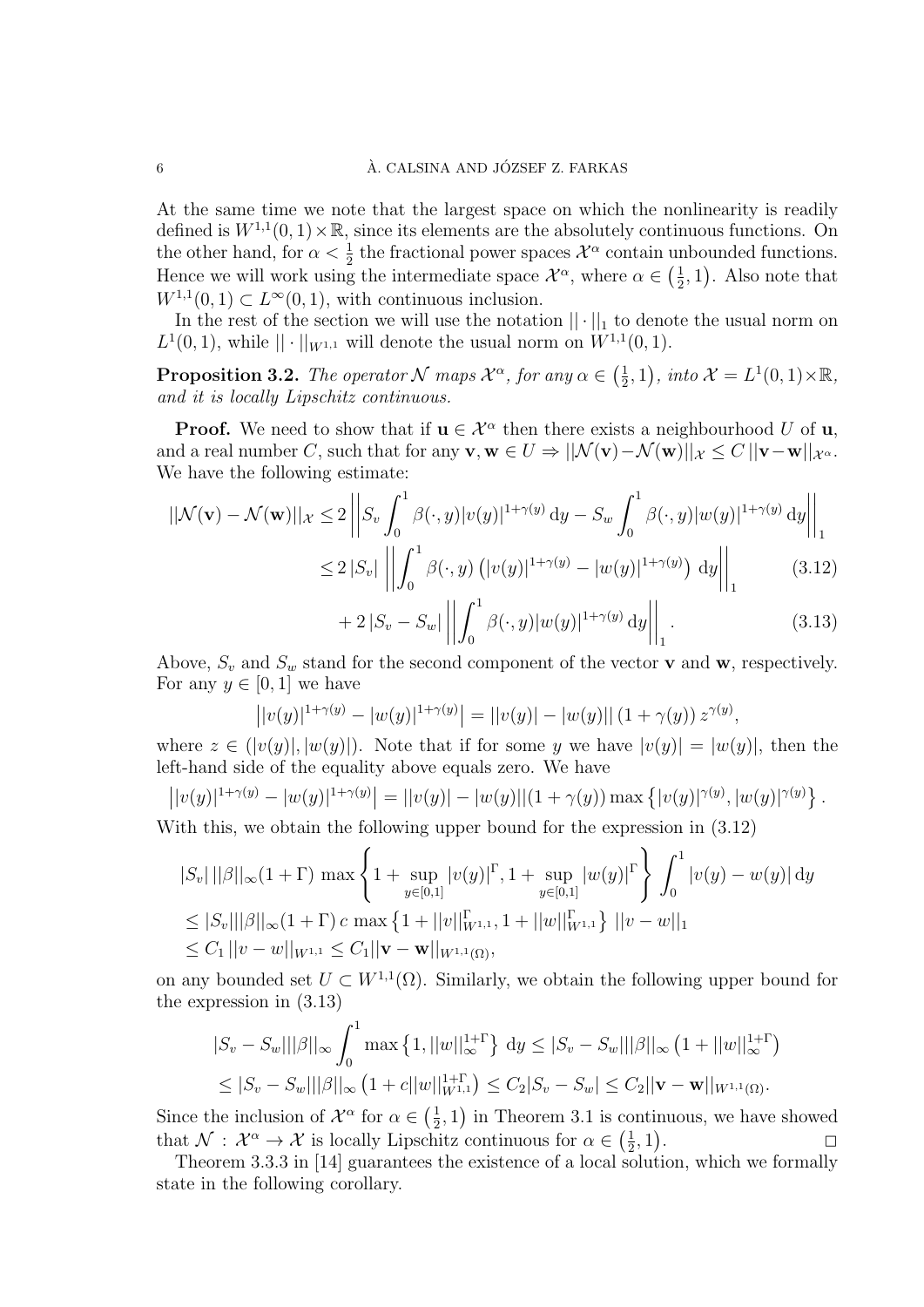At the same time we note that the largest space on which the nonlinearity is readily defined is $W^{1,1}(0,1)\times\mathbb{R}$, since its elements are the absolutely continuous functions. On the other hand, for $\alpha<\frac{1}{2}$ the fractional power spaces $\mathcal{X}^\alpha$ contain unbounded functions. Hence we will work using the intermediate space $\mathcal{X}^\alpha$, where $\alpha\in\left(\frac{1}{2},1\right)$. Also note that $W^{1,1}(0,1)\subset L^\infty(0,1)$, with continuous inclusion.

In the rest of the section we will use the notation $||\cdot||_1$ to denote the usual norm on $L^1(0,1)$, while $||\cdot||_{W^{1,1}}$ will denote the usual norm on $W^{1,1}(0,1)$.

**Proposition 3.2.** *The operator $\mathcal{N}$ maps $\mathcal{X}^\alpha$, for any $\alpha\in\left(\frac{1}{2},1\right)$, into $\mathcal{X}=L^1(0,1)\times\mathbb{R}$, and it is locally Lipschitz continuous.*

**Proof.** We need to show that if $\mathbf{u}\in\mathcal{X}^\alpha$ then there exists a neighbourhood $U$ of $\mathbf{u}$, and a real number $C$, such that for any $\mathbf{v},\mathbf{w}\in U\Rightarrow ||\mathcal{N}(\mathbf{v})-\mathcal{N}(\mathbf{w})||_{\mathcal{X}}\leq C\,||\mathbf{v}-\mathbf{w}||_{\mathcal{X}^\alpha}$. We have the following estimate:

$$
\begin{aligned}
||\mathcal{N}(\mathbf{v})-\mathcal{N}(\mathbf{w})||_{\mathcal{X}} &\leq 2\left|\left|S_v\int_0^1\beta(\cdot,y)|v(y)|^{1+\gamma(y)}\,\mathrm{d}y-S_w\int_0^1\beta(\cdot,y)|w(y)|^{1+\gamma(y)}\,\mathrm{d}y\right|\right|_1\\
&\leq 2\,|S_v|\left|\left|\int_0^1\beta(\cdot,y)\left(|v(y)|^{1+\gamma(y)}-|w(y)|^{1+\gamma(y)}\right)\,\mathrm{d}y\right|\right|_1 \qquad (3.12)\\
&\quad+2\,|S_v-S_w|\left|\left|\int_0^1\beta(\cdot,y)|w(y)|^{1+\gamma(y)}\,\mathrm{d}y\right|\right|_1. \qquad (3.13)
\end{aligned}
$$

Above, $S_v$ and $S_w$ stand for the second component of the vector $\mathbf{v}$ and $\mathbf{w}$, respectively. For any $y\in[0,1]$ we have

$$
\left||v(y)|^{1+\gamma(y)}-|w(y)|^{1+\gamma(y)}\right|=||v(y)|-|w(y)||\,(1+\gamma(y))\,z^{\gamma(y)},
$$

where $z\in(|v(y)|,|w(y)|)$. Note that if for some $y$ we have $|v(y)|=|w(y)|$, then the left-hand side of the equality above equals zero. We have

$$
\left||v(y)|^{1+\gamma(y)}-|w(y)|^{1+\gamma(y)}\right|=||v(y)|-|w(y)||(1+\gamma(y))\max\left\{|v(y)|^{\gamma(y)},|w(y)|^{\gamma(y)}\right\}.
$$

With this, we obtain the following upper bound for the expression in (3.12)

$$
\begin{aligned}
&|S_v|\,||\beta||_\infty(1+\Gamma)\,\max\left\{1+\sup_{y\in[0,1]}|v(y)|^\Gamma,1+\sup_{y\in[0,1]}|w(y)|^\Gamma\right\}\int_0^1|v(y)-w(y)|\,\mathrm{d}y\\
&\leq|S_v|||\beta||_\infty(1+\Gamma)\,c\,\max\left\{1+||v||^\Gamma_{W^{1,1}},1+||w||^\Gamma_{W^{1,1}}\right\}\,||v-w||_1\\
&\leq C_1\,||v-w||_{W^{1,1}}\leq C_1||\mathbf{v}-\mathbf{w}||_{W^{1,1}(\Omega)},
\end{aligned}
$$

on any bounded set $U\subset W^{1,1}(\Omega)$. Similarly, we obtain the following upper bound for the expression in (3.13)

$$
\begin{aligned}
&|S_v-S_w|||\beta||_\infty\int_0^1\max\left\{1,||w||_\infty^{1+\Gamma}\right\}\,\mathrm{d}y\leq|S_v-S_w|||\beta||_\infty\left(1+||w||_\infty^{1+\Gamma}\right)\\
&\leq|S_v-S_w|||\beta||_\infty\left(1+c||w||^{1+\Gamma}_{W^{1,1}}\right)\leq C_2|S_v-S_w|\leq C_2||\mathbf{v}-\mathbf{w}||_{W^{1,1}(\Omega)}.
\end{aligned}
$$

Since the inclusion of $\mathcal{X}^\alpha$ for $\alpha\in\left(\frac{1}{2},1\right)$ in Theorem 3.1 is continuous, we have showed that $\mathcal{N}:\mathcal{X}^\alpha\to\mathcal{X}$ is locally Lipschitz continuous for $\alpha\in\left(\frac{1}{2},1\right)$. $\square$

Theorem 3.3.3 in [14] guarantees the existence of a local solution, which we formally state in the following corollary.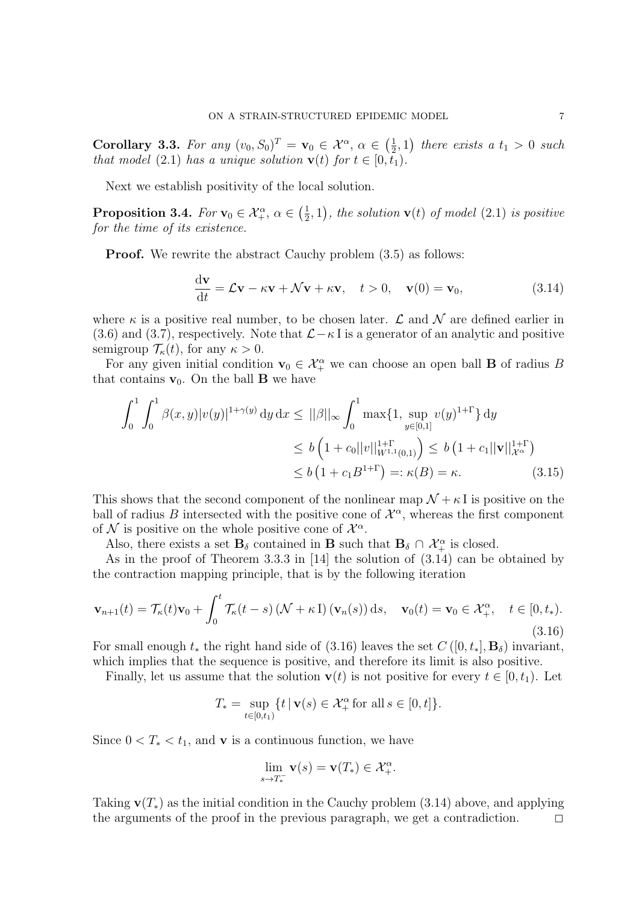**Corollary 3.3.** *For any $(v_0, S_0)^T = \mathbf{v}_0 \in \mathcal{X}^\alpha$, $\alpha \in \left(\frac{1}{2}, 1\right)$ there exists a $t_1 > 0$ such that model* (2.1) *has a unique solution $\mathbf{v}(t)$ for $t \in [0, t_1)$.*

Next we establish positivity of the local solution.

**Proposition 3.4.** *For $\mathbf{v}_0 \in \mathcal{X}_+^\alpha$, $\alpha \in \left(\frac{1}{2}, 1\right)$, the solution $\mathbf{v}(t)$ of model* (2.1) *is positive for the time of its existence.*

**Proof.** We rewrite the abstract Cauchy problem (3.5) as follows:

$$\frac{\mathrm{d}\mathbf{v}}{\mathrm{d}t} = \mathcal{L}\mathbf{v} - \kappa \mathbf{v} + \mathcal{N}\mathbf{v} + \kappa \mathbf{v}, \quad t > 0, \quad \mathbf{v}(0) = \mathbf{v}_0, \tag{3.14}$$

where $\kappa$ is a positive real number, to be chosen later. $\mathcal{L}$ and $\mathcal{N}$ are defined earlier in (3.6) and (3.7), respectively. Note that $\mathcal{L} - \kappa\,\mathrm{I}$ is a generator of an analytic and positive semigroup $\mathcal{T}_\kappa(t)$, for any $\kappa > 0$.

For any given initial condition $\mathbf{v}_0 \in \mathcal{X}_+^\alpha$ we can choose an open ball $\mathbf{B}$ of radius $B$ that contains $\mathbf{v}_0$. On the ball $\mathbf{B}$ we have

$$\begin{aligned}
\int_0^1 \int_0^1 \beta(x,y) |v(y)|^{1+\gamma(y)} \,\mathrm{d}y \,\mathrm{d}x &\leq ||\beta||_\infty \int_0^1 \max\{1, \sup_{y \in [0,1]} v(y)^{1+\Gamma}\} \,\mathrm{d}y \\
&\leq b\left(1 + c_0 ||v||_{W^{1,1}(0,1)}^{1+\Gamma}\right) \leq b\left(1 + c_1 ||\mathbf{v}||_{\mathcal{X}^\alpha}^{1+\Gamma}\right) \\
&\leq b\left(1 + c_1 B^{1+\Gamma}\right) =: \kappa(B) = \kappa.
\end{aligned} \tag{3.15}$$

This shows that the second component of the nonlinear map $\mathcal{N} + \kappa\,\mathrm{I}$ is positive on the ball of radius $B$ intersected with the positive cone of $\mathcal{X}^\alpha$, whereas the first component of $\mathcal{N}$ is positive on the whole positive cone of $\mathcal{X}^\alpha$.

Also, there exists a set $\mathbf{B}_\delta$ contained in $\mathbf{B}$ such that $\mathbf{B}_\delta \cap \mathcal{X}_+^\alpha$ is closed.

As in the proof of Theorem 3.3.3 in [14] the solution of (3.14) can be obtained by the contraction mapping principle, that is by the following iteration

$$\mathbf{v}_{n+1}(t) = \mathcal{T}_\kappa(t)\mathbf{v}_0 + \int_0^t \mathcal{T}_\kappa(t-s) \left(\mathcal{N} + \kappa\,\mathrm{I}\right)(\mathbf{v}_n(s)) \,\mathrm{d}s, \quad \mathbf{v}_0(t) = \mathbf{v}_0 \in \mathcal{X}_+^\alpha, \quad t \in [0, t_*). \tag{3.16}$$

For small enough $t_*$ the right hand side of (3.16) leaves the set $C\left([0, t_*], \mathbf{B}_\delta\right)$ invariant, which implies that the sequence is positive, and therefore its limit is also positive.

Finally, let us assume that the solution $\mathbf{v}(t)$ is not positive for every $t \in [0, t_1)$. Let

$$T_* = \sup_{t \in [0, t_1)} \{t \,|\, \mathbf{v}(s) \in \mathcal{X}_+^\alpha \text{ for all } s \in [0, t]\}.$$

Since $0 < T_* < t_1$, and $\mathbf{v}$ is a continuous function, we have

$$\lim_{s \to T_*^-} \mathbf{v}(s) = \mathbf{v}(T_*) \in \mathcal{X}_+^\alpha.$$

Taking $\mathbf{v}(T_*)$ as the initial condition in the Cauchy problem (3.14) above, and applying the arguments of the proof in the previous paragraph, we get a contradiction. $\square$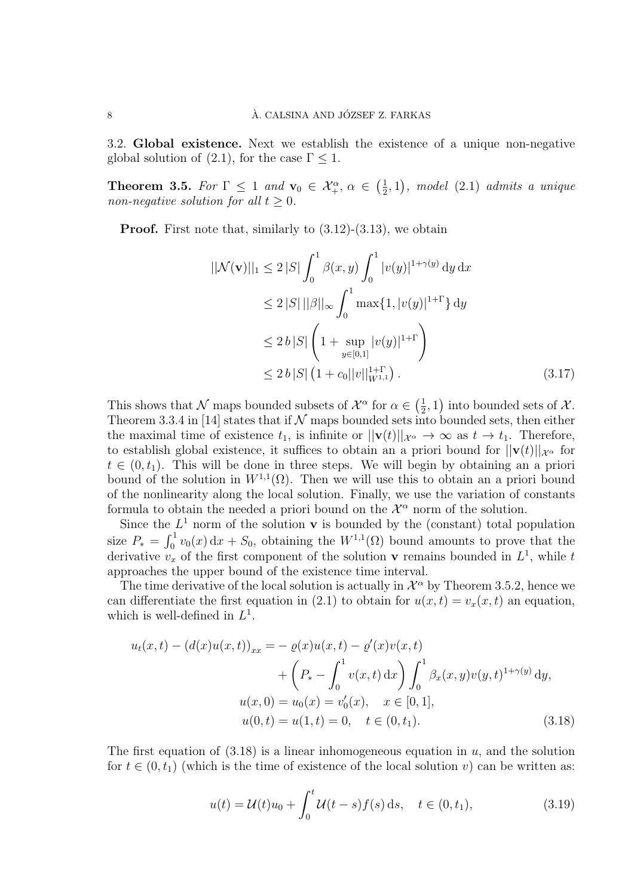### 3.2. **Global existence.**

Next we establish the existence of a unique non-negative global solution of (2.1), for the case $\Gamma \leq 1$.

**Theorem 3.5.** *For $\Gamma \leq 1$ and $\mathbf{v}_0 \in \mathcal{X}_+^\alpha$, $\alpha \in \left(\frac{1}{2}, 1\right)$, model (2.1) admits a unique non-negative solution for all $t \geq 0$.*

**Proof.** First note that, similarly to (3.12)-(3.13), we obtain

$$
\begin{aligned}
||\mathcal{N}(\mathbf{v})||_1 &\leq 2\,|S| \int_0^1 \beta(x,y) \int_0^1 |v(y)|^{1+\gamma(y)}\,\mathrm{d}y\,\mathrm{d}x \\
&\leq 2\,|S|\,||\beta||_\infty \int_0^1 \max\{1, |v(y)|^{1+\Gamma}\}\,\mathrm{d}y \\
&\leq 2\,b\,|S| \left(1 + \sup_{y\in[0,1]} |v(y)|^{1+\Gamma}\right) \\
&\leq 2\,b\,|S| \left(1 + c_0 ||v||_{W^{1,1}}^{1+\Gamma}\right). \qquad (3.17)
\end{aligned}
$$

This shows that $\mathcal{N}$ maps bounded subsets of $\mathcal{X}^\alpha$ for $\alpha \in \left(\frac{1}{2}, 1\right)$ into bounded sets of $\mathcal{X}$. Theorem 3.3.4 in [14] states that if $\mathcal{N}$ maps bounded sets into bounded sets, then either the maximal time of existence $t_1$, is infinite or $||\mathbf{v}(t)||_{\mathcal{X}^\alpha} \to \infty$ as $t \to t_1$. Therefore, to establish global existence, it suffices to obtain an a priori bound for $||\mathbf{v}(t)||_{\mathcal{X}^\alpha}$ for $t \in (0, t_1)$. This will be done in three steps. We will begin by obtaining an a priori bound of the solution in $W^{1,1}(\Omega)$. Then we will use this to obtain an a priori bound of the nonlinearity along the local solution. Finally, we use the variation of constants formula to obtain the needed a priori bound on the $\mathcal{X}^\alpha$ norm of the solution.

Since the $L^1$ norm of the solution $\mathbf{v}$ is bounded by the (constant) total population size $P_* = \int_0^1 v_0(x)\,\mathrm{d}x + S_0$, obtaining the $W^{1,1}(\Omega)$ bound amounts to prove that the derivative $v_x$ of the first component of the solution $\mathbf{v}$ remains bounded in $L^1$, while $t$ approaches the upper bound of the existence time interval.

The time derivative of the local solution is actually in $\mathcal{X}^\alpha$ by Theorem 3.5.2, hence we can differentiate the first equation in (2.1) to obtain for $u(x,t) = v_x(x,t)$ an equation, which is well-defined in $L^1$.

$$
\begin{aligned}
u_t(x,t) - (d(x)u(x,t))_{xx} =& - \varrho(x)u(x,t) - \varrho'(x)v(x,t) \\
&+ \left(P_* - \int_0^1 v(x,t)\,\mathrm{d}x\right) \int_0^1 \beta_x(x,y)v(y,t)^{1+\gamma(y)}\,\mathrm{d}y, \\
u(x,0) =& \; u_0(x) = v_0'(x), \quad x \in [0,1], \\
u(0,t) =& \; u(1,t) = 0, \quad t \in (0,t_1). \qquad (3.18)
\end{aligned}
$$

The first equation of (3.18) is a linear inhomogeneous equation in $u$, and the solution for $t \in (0, t_1)$ (which is the time of existence of the local solution $v$) can be written as:

$$
u(t) = \mathcal{U}(t)u_0 + \int_0^t \mathcal{U}(t-s)f(s)\,\mathrm{d}s, \quad t \in (0, t_1), \qquad (3.19)
$$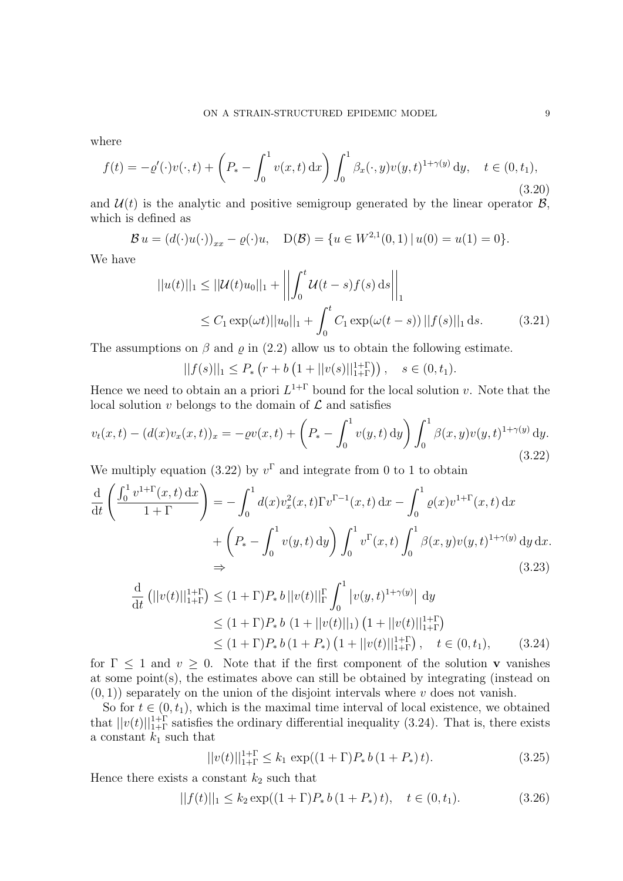where

$$f(t) = -\varrho'(\cdot)v(\cdot,t) + \left(P_* - \int_0^1 v(x,t)\,\mathrm{d}x\right)\int_0^1 \beta_x(\cdot,y)v(y,t)^{1+\gamma(y)}\,\mathrm{d}y, \quad t \in (0,t_1), \tag{3.20}$$

and $\mathcal{U}(t)$ is the analytic and positive semigroup generated by the linear operator $\mathcal{B}$, which is defined as

$$\mathcal{B}\,u = (d(\cdot)u(\cdot))_{xx} - \varrho(\cdot)u, \quad \mathrm{D}(\mathcal{B}) = \{u \in W^{2,1}(0,1)\,|\,u(0) = u(1) = 0\}.$$

We have

$$\begin{aligned} ||u(t)||_1 &\leq ||\mathcal{U}(t)u_0||_1 + \left|\left|\int_0^t \mathcal{U}(t-s)f(s)\,\mathrm{d}s\right|\right|_1 \\ &\leq C_1\exp(\omega t)||u_0||_1 + \int_0^t C_1\exp(\omega(t-s))\,||f(s)||_1\,\mathrm{d}s. \end{aligned} \tag{3.21}$$

The assumptions on $\beta$ and $\varrho$ in (2.2) allow us to obtain the following estimate.

$$||f(s)||_1 \leq P_*\left(r + b\left(1 + ||v(s)||_{1+\Gamma}^{1+\Gamma}\right)\right), \quad s \in (0,t_1).$$

Hence we need to obtain an a priori $L^{1+\Gamma}$ bound for the local solution $v$. Note that the local solution $v$ belongs to the domain of $\mathcal{L}$ and satisfies

$$v_t(x,t) - (d(x)v_x(x,t))_x = -\varrho v(x,t) + \left(P_* - \int_0^1 v(y,t)\,\mathrm{d}y\right)\int_0^1 \beta(x,y)v(y,t)^{1+\gamma(y)}\,\mathrm{d}y. \tag{3.22}$$

We multiply equation (3.22) by $v^\Gamma$ and integrate from 0 to 1 to obtain

$$\begin{aligned} \frac{\mathrm{d}}{\mathrm{d}t}\left(\frac{\int_0^1 v^{1+\Gamma}(x,t)\,\mathrm{d}x}{1+\Gamma}\right) &= -\int_0^1 d(x)v_x^2(x,t)\Gamma v^{\Gamma-1}(x,t)\,\mathrm{d}x - \int_0^1 \varrho(x)v^{1+\Gamma}(x,t)\,\mathrm{d}x \\ &\quad + \left(P_* - \int_0^1 v(y,t)\,\mathrm{d}y\right)\int_0^1 v^\Gamma(x,t)\int_0^1 \beta(x,y)v(y,t)^{1+\gamma(y)}\,\mathrm{d}y\,\mathrm{d}x. \\ &\Rightarrow \end{aligned} \tag{3.23}$$

$$\begin{aligned} \frac{\mathrm{d}}{\mathrm{d}t}\left(||v(t)||_{1+\Gamma}^{1+\Gamma}\right) &\leq (1+\Gamma)P_*\,b\,||v(t)||_\Gamma^\Gamma \int_0^1 \left|v(y,t)^{1+\gamma(y)}\right|\,\mathrm{d}y \\ &\leq (1+\Gamma)P_*\,b\,\left(1 + ||v(t)||_1\right)\left(1 + ||v(t)||_{1+\Gamma}^{1+\Gamma}\right) \\ &\leq (1+\Gamma)P_*\,b\,(1+P_*)\left(1 + ||v(t)||_{1+\Gamma}^{1+\Gamma}\right), \quad t \in (0,t_1), \end{aligned} \tag{3.24}$$

for $\Gamma \leq 1$ and $v \geq 0$. Note that if the first component of the solution $\mathbf{v}$ vanishes at some point(s), the estimates above can still be obtained by integrating (instead on $(0,1)$) separately on the union of the disjoint intervals where $v$ does not vanish.

So for $t \in (0,t_1)$, which is the maximal time interval of local existence, we obtained that $||v(t)||_{1+\Gamma}^{1+\Gamma}$ satisfies the ordinary differential inequality (3.24). That is, there exists a constant $k_1$ such that

$$||v(t)||_{1+\Gamma}^{1+\Gamma} \leq k_1\,\exp((1+\Gamma)P_*\,b\,(1+P_*)\,t). \tag{3.25}$$

Hence there exists a constant $k_2$ such that

$$||f(t)||_1 \leq k_2\exp((1+\Gamma)P_*\,b\,(1+P_*)\,t), \quad t \in (0,t_1). \tag{3.26}$$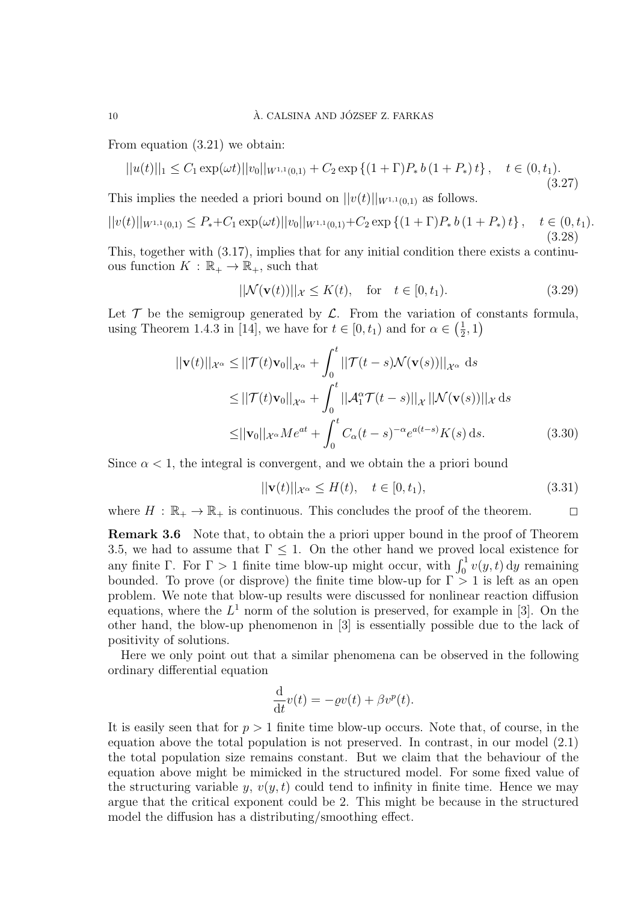From equation (3.21) we obtain:

$$||u(t)||_1 \leq C_1 \exp(\omega t)||v_0||_{W^{1,1}(0,1)} + C_2 \exp\left\{(1+\Gamma)P_*\, b\,(1+P_*)\, t\right\}, \quad t \in (0,t_1). \tag{3.27}$$

This implies the needed a priori bound on $||v(t)||_{W^{1,1}(0,1)}$ as follows.

$$||v(t)||_{W^{1,1}(0,1)} \leq P_* + C_1 \exp(\omega t)||v_0||_{W^{1,1}(0,1)} + C_2 \exp\left\{(1+\Gamma)P_*\, b\,(1+P_*)\, t\right\}, \quad t \in (0,t_1). \tag{3.28}$$

This, together with (3.17), implies that for any initial condition there exists a continuous function $K : \mathbb{R}_+ \to \mathbb{R}_+$, such that

$$||\mathcal{N}(\mathbf{v}(t))||_{\mathcal{X}} \leq K(t), \quad \text{for} \quad t \in [0,t_1). \tag{3.29}$$

Let $\mathcal{T}$ be the semigroup generated by $\mathcal{L}$. From the variation of constants formula, using Theorem 1.4.3 in [14], we have for $t \in [0,t_1)$ and for $\alpha \in \left(\frac{1}{2},1\right)$

$$\begin{aligned}
||\mathbf{v}(t)||_{\mathcal{X}^\alpha} &\leq ||\mathcal{T}(t)\mathbf{v}_0||_{\mathcal{X}^\alpha} + \int_0^t ||\mathcal{T}(t-s)\mathcal{N}(\mathbf{v}(s))||_{\mathcal{X}^\alpha}\, \mathrm{d}s \\
&\leq ||\mathcal{T}(t)\mathbf{v}_0||_{\mathcal{X}^\alpha} + \int_0^t ||\mathcal{A}_1^\alpha \mathcal{T}(t-s)||_{\mathcal{X}}\, ||\mathcal{N}(\mathbf{v}(s))||_{\mathcal{X}}\, \mathrm{d}s \\
&\leq ||\mathbf{v}_0||_{\mathcal{X}^\alpha} M e^{at} + \int_0^t C_\alpha (t-s)^{-\alpha} e^{a(t-s)} K(s)\, \mathrm{d}s.
\end{aligned} \tag{3.30}$$

Since $\alpha < 1$, the integral is convergent, and we obtain the a priori bound

$$||\mathbf{v}(t)||_{\mathcal{X}^\alpha} \leq H(t), \quad t \in [0,t_1), \tag{3.31}$$

where $H : \mathbb{R}_+ \to \mathbb{R}_+$ is continuous. This concludes the proof of the theorem. □

**Remark 3.6** Note that, to obtain the a priori upper bound in the proof of Theorem 3.5, we had to assume that $\Gamma \leq 1$. On the other hand we proved local existence for any finite $\Gamma$. For $\Gamma > 1$ finite time blow-up might occur, with $\int_0^1 v(y,t)\,\mathrm{d}y$ remaining bounded. To prove (or disprove) the finite time blow-up for $\Gamma > 1$ is left as an open problem. We note that blow-up results were discussed for nonlinear reaction diffusion equations, where the $L^1$ norm of the solution is preserved, for example in [3]. On the other hand, the blow-up phenomenon in [3] is essentially possible due to the lack of positivity of solutions.

Here we only point out that a similar phenomena can be observed in the following ordinary differential equation

$$\frac{\mathrm{d}}{\mathrm{d}t} v(t) = -\varrho v(t) + \beta v^p(t).$$

It is easily seen that for $p > 1$ finite time blow-up occurs. Note that, of course, in the equation above the total population is not preserved. In contrast, in our model (2.1) the total population size remains constant. But we claim that the behaviour of the equation above might be mimicked in the structured model. For some fixed value of the structuring variable $y$, $v(y,t)$ could tend to infinity in finite time. Hence we may argue that the critical exponent could be 2. This might be because in the structured model the diffusion has a distributing/smoothing effect.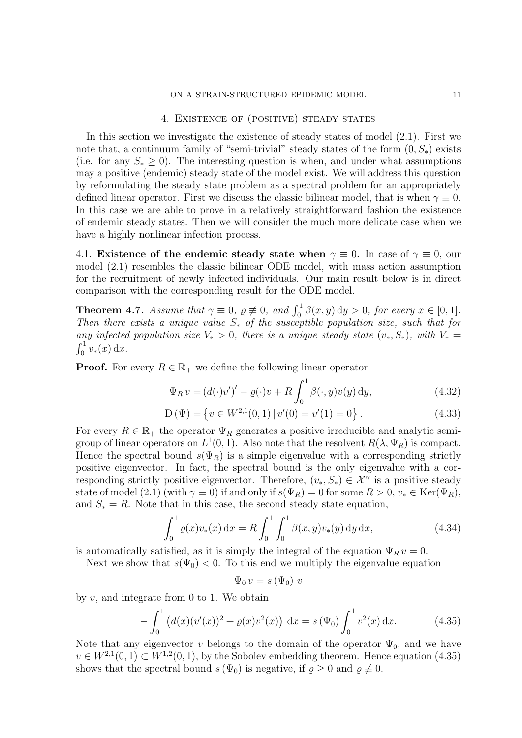## 4. Existence of (positive) steady states

In this section we investigate the existence of steady states of model (2.1). First we note that, a continuum family of "semi-trivial" steady states of the form $(0, S_*)$ exists (i.e. for any $S_* \geq 0$). The interesting question is when, and under what assumptions may a positive (endemic) steady state of the model exist. We will address this question by reformulating the steady state problem as a spectral problem for an appropriately defined linear operator. First we discuss the classic bilinear model, that is when $\gamma \equiv 0$. In this case we are able to prove in a relatively straightforward fashion the existence of endemic steady states. Then we will consider the much more delicate case when we have a highly nonlinear infection process.

### 4.1. Existence of the endemic steady state when $\gamma \equiv 0$.

In case of $\gamma \equiv 0$, our model (2.1) resembles the classic bilinear ODE model, with mass action assumption for the recruitment of newly infected individuals. Our main result below is in direct comparison with the corresponding result for the ODE model.

**Theorem 4.7.** *Assume that $\gamma \equiv 0$, $\varrho \not\equiv 0$, and $\int_0^1 \beta(x,y)\,\mathrm{d}y > 0$, for every $x \in [0,1]$. Then there exists a unique value $S_*$ of the susceptible population size, such that for any infected population size $V_* > 0$, there is a unique steady state $(v_*, S_*)$, with $V_* = \int_0^1 v_*(x)\,\mathrm{d}x$.*

**Proof.** For every $R \in \mathbb{R}_+$ we define the following linear operator

$$\Psi_R\, v = (d(\cdot)v')' - \varrho(\cdot)v + R\int_0^1 \beta(\cdot, y)v(y)\,\mathrm{d}y, \tag{4.32}$$

$$\mathrm{D}\,(\Psi) = \left\{ v \in W^{2,1}(0,1)\,|\, v'(0) = v'(1) = 0 \right\}. \tag{4.33}$$

For every $R \in \mathbb{R}_+$ the operator $\Psi_R$ generates a positive irreducible and analytic semigroup of linear operators on $L^1(0,1)$. Also note that the resolvent $R(\lambda, \Psi_R)$ is compact. Hence the spectral bound $s(\Psi_R)$ is a simple eigenvalue with a corresponding strictly positive eigenvector. In fact, the spectral bound is the only eigenvalue with a corresponding strictly positive eigenvector. Therefore, $(v_*, S_*) \in \mathcal{X}^\alpha$ is a positive steady state of model (2.1) (with $\gamma \equiv 0$) if and only if $s(\Psi_R) = 0$ for some $R > 0$, $v_* \in \mathrm{Ker}(\Psi_R)$, and $S_* = R$. Note that in this case, the second steady state equation,

$$\int_0^1 \varrho(x)v_*(x)\,\mathrm{d}x = R\int_0^1\int_0^1 \beta(x,y)v_*(y)\,\mathrm{d}y\,\mathrm{d}x, \tag{4.34}$$

is automatically satisfied, as it is simply the integral of the equation $\Psi_R\, v = 0$.

Next we show that $s(\Psi_0) < 0$. To this end we multiply the eigenvalue equation

$$\Psi_0\, v = s\,(\Psi_0)\; v$$

by $v$, and integrate from 0 to 1. We obtain

$$-\int_0^1 \left(d(x)(v'(x))^2 + \varrho(x)v^2(x)\right)\,\mathrm{d}x = s\,(\Psi_0)\int_0^1 v^2(x)\,\mathrm{d}x. \tag{4.35}$$

Note that any eigenvector $v$ belongs to the domain of the operator $\Psi_0$, and we have $v \in W^{2,1}(0,1) \subset W^{1,2}(0,1)$, by the Sobolev embedding theorem. Hence equation (4.35) shows that the spectral bound $s\,(\Psi_0)$ is negative, if $\varrho \geq 0$ and $\varrho \not\equiv 0$.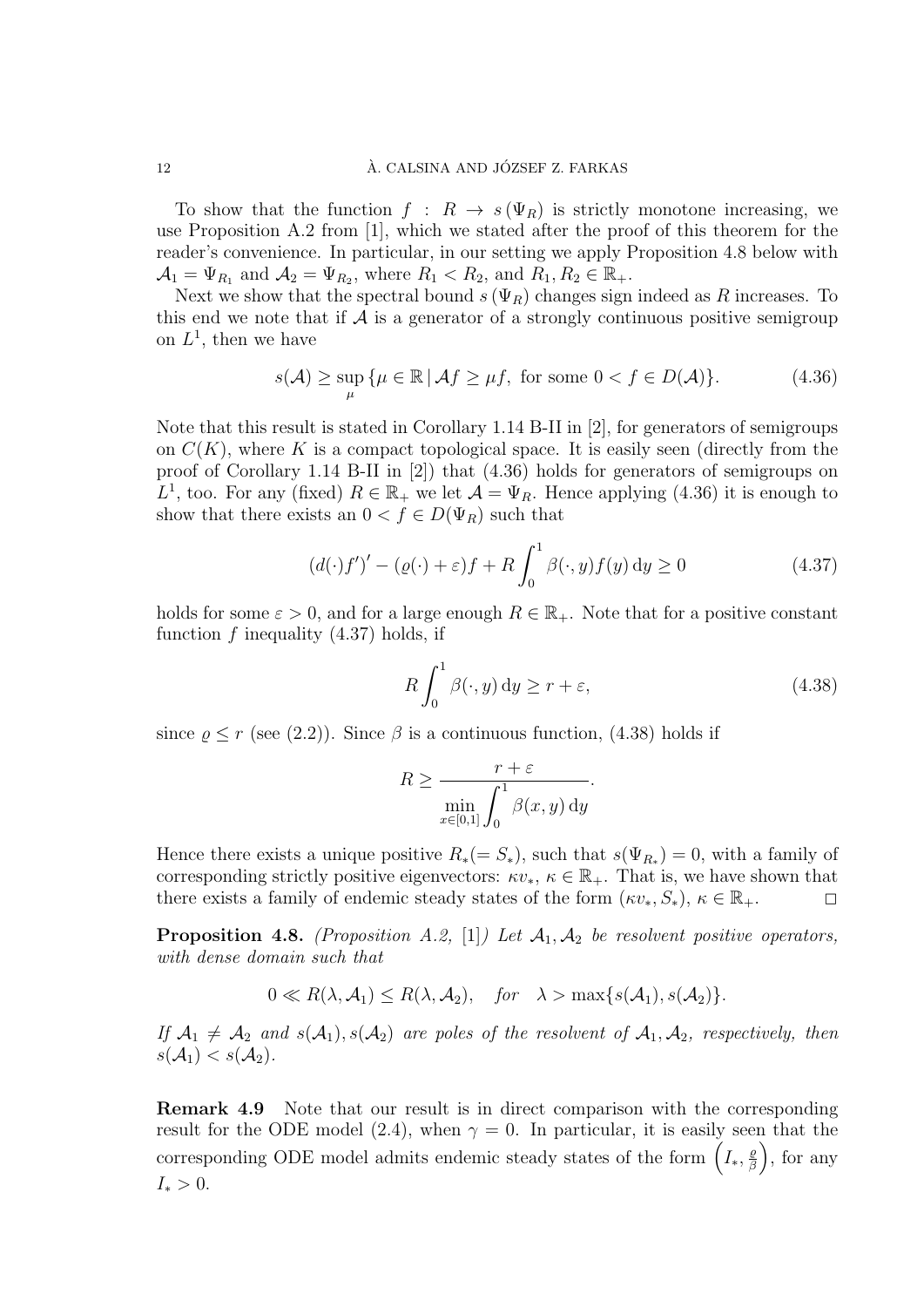To show that the function $f : R \to s(\Psi_R)$ is strictly monotone increasing, we use Proposition A.2 from [1], which we stated after the proof of this theorem for the reader's convenience. In particular, in our setting we apply Proposition 4.8 below with $\mathcal{A}_1 = \Psi_{R_1}$ and $\mathcal{A}_2 = \Psi_{R_2}$, where $R_1 < R_2$, and $R_1, R_2 \in \mathbb{R}_+$.

Next we show that the spectral bound $s(\Psi_R)$ changes sign indeed as $R$ increases. To this end we note that if $\mathcal{A}$ is a generator of a strongly continuous positive semigroup on $L^1$, then we have

$$s(\mathcal{A}) \geq \sup_{\mu} \{\mu \in \mathbb{R} \,|\, \mathcal{A}f \geq \mu f, \text{ for some } 0 < f \in D(\mathcal{A})\}. \tag{4.36}$$

Note that this result is stated in Corollary 1.14 B-II in [2], for generators of semigroups on $C(K)$, where $K$ is a compact topological space. It is easily seen (directly from the proof of Corollary 1.14 B-II in [2]) that (4.36) holds for generators of semigroups on $L^1$, too. For any (fixed) $R \in \mathbb{R}_+$ we let $\mathcal{A} = \Psi_R$. Hence applying (4.36) it is enough to show that there exists an $0 < f \in D(\Psi_R)$ such that

$$(d(\cdot)f')' - (\varrho(\cdot) + \varepsilon)f + R\int_0^1 \beta(\cdot, y)f(y)\,\mathrm{d}y \geq 0 \tag{4.37}$$

holds for some $\varepsilon > 0$, and for a large enough $R \in \mathbb{R}_+$. Note that for a positive constant function $f$ inequality (4.37) holds, if

$$R\int_0^1 \beta(\cdot, y)\,\mathrm{d}y \geq r + \varepsilon, \tag{4.38}$$

since $\varrho \leq r$ (see (2.2)). Since $\beta$ is a continuous function, (4.38) holds if

$$R \geq \frac{r + \varepsilon}{\min\limits_{x\in[0,1]} \displaystyle\int_0^1 \beta(x, y)\,\mathrm{d}y}.$$

Hence there exists a unique positive $R_*(= S_*)$, such that $s(\Psi_{R_*}) = 0$, with a family of corresponding strictly positive eigenvectors: $\kappa v_*$, $\kappa \in \mathbb{R}_+$. That is, we have shown that there exists a family of endemic steady states of the form $(\kappa v_*, S_*)$, $\kappa \in \mathbb{R}_+$. □

**Proposition 4.8.** *(Proposition A.2, [1]) Let $\mathcal{A}_1, \mathcal{A}_2$ be resolvent positive operators, with dense domain such that*

$$0 \ll R(\lambda, \mathcal{A}_1) \leq R(\lambda, \mathcal{A}_2), \quad \textit{for} \quad \lambda > \max\{s(\mathcal{A}_1), s(\mathcal{A}_2)\}.$$

*If $\mathcal{A}_1 \neq \mathcal{A}_2$ and $s(\mathcal{A}_1), s(\mathcal{A}_2)$ are poles of the resolvent of $\mathcal{A}_1, \mathcal{A}_2$, respectively, then $s(\mathcal{A}_1) < s(\mathcal{A}_2)$.*

**Remark 4.9** Note that our result is in direct comparison with the corresponding result for the ODE model (2.4), when $\gamma = 0$. In particular, it is easily seen that the corresponding ODE model admits endemic steady states of the form $\left(I_*, \frac{\varrho}{\beta}\right)$, for any $I_* > 0$.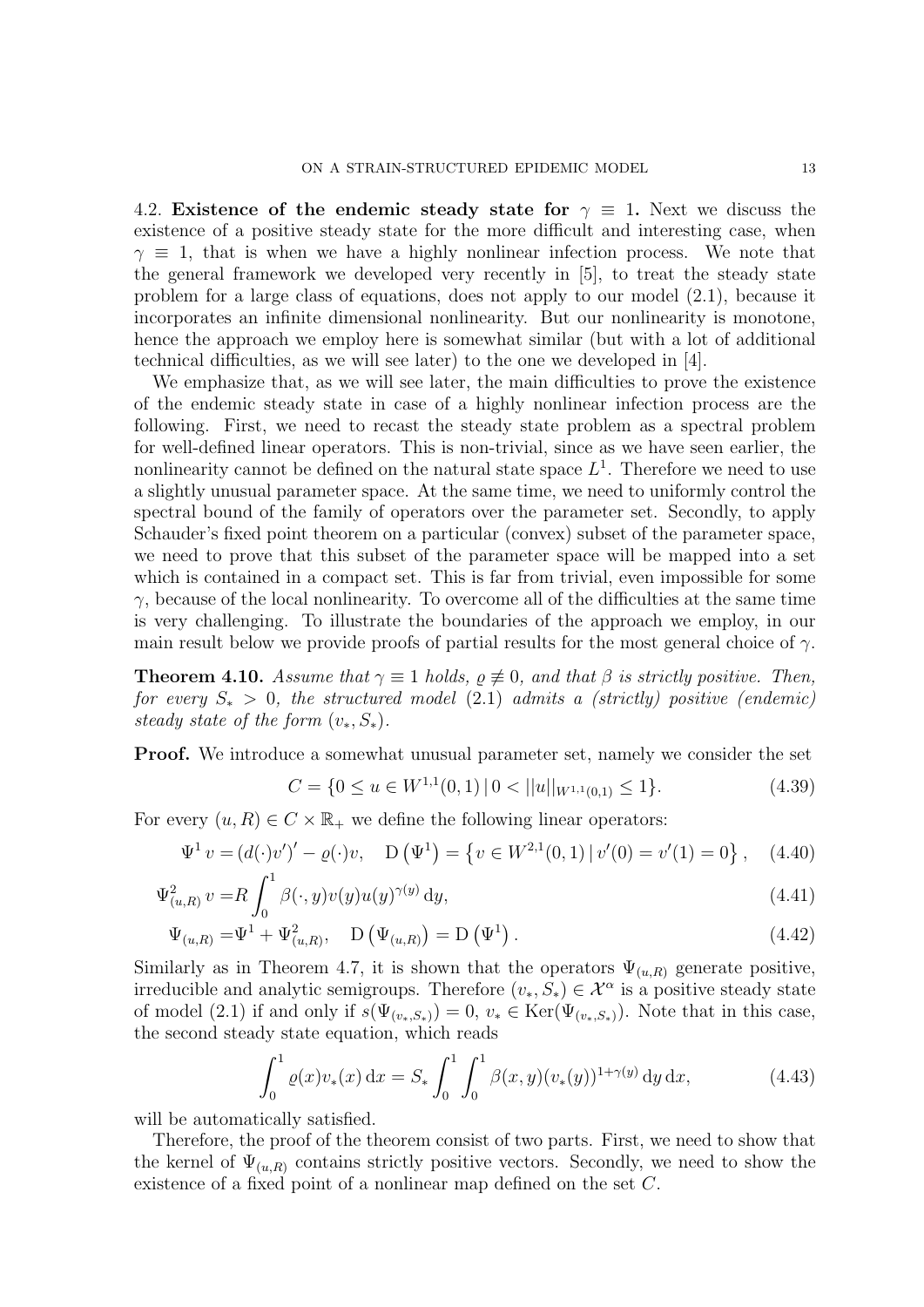4.2. **Existence of the endemic steady state for $\gamma \equiv 1$.** Next we discuss the existence of a positive steady state for the more difficult and interesting case, when $\gamma \equiv 1$, that is when we have a highly nonlinear infection process. We note that the general framework we developed very recently in [5], to treat the steady state problem for a large class of equations, does not apply to our model (2.1), because it incorporates an infinite dimensional nonlinearity. But our nonlinearity is monotone, hence the approach we employ here is somewhat similar (but with a lot of additional technical difficulties, as we will see later) to the one we developed in [4].

We emphasize that, as we will see later, the main difficulties to prove the existence of the endemic steady state in case of a highly nonlinear infection process are the following. First, we need to recast the steady state problem as a spectral problem for well-defined linear operators. This is non-trivial, since as we have seen earlier, the nonlinearity cannot be defined on the natural state space $L^1$. Therefore we need to use a slightly unusual parameter space. At the same time, we need to uniformly control the spectral bound of the family of operators over the parameter set. Secondly, to apply Schauder's fixed point theorem on a particular (convex) subset of the parameter space, we need to prove that this subset of the parameter space will be mapped into a set which is contained in a compact set. This is far from trivial, even impossible for some $\gamma$, because of the local nonlinearity. To overcome all of the difficulties at the same time is very challenging. To illustrate the boundaries of the approach we employ, in our main result below we provide proofs of partial results for the most general choice of $\gamma$.

**Theorem 4.10.** *Assume that $\gamma \equiv 1$ holds, $\varrho \not\equiv 0$, and that $\beta$ is strictly positive. Then, for every $S_* > 0$, the structured model (2.1) admits a (strictly) positive (endemic) steady state of the form $(v_*, S_*)$.*

**Proof.** We introduce a somewhat unusual parameter set, namely we consider the set

$$C = \{0 \leq u \in W^{1,1}(0,1) \,|\, 0 < ||u||_{W^{1,1}(0,1)} \leq 1\}. \tag{4.39}$$

For every $(u, R) \in C \times \mathbb{R}_+$ we define the following linear operators:

$$\Psi^1 v = (d(\cdot)v')' - \varrho(\cdot)v, \quad \mathrm{D}\left(\Psi^1\right) = \left\{v \in W^{2,1}(0,1) \,|\, v'(0) = v'(1) = 0\right\}, \tag{4.40}$$

$$\Psi^2_{(u,R)}\, v = R \int_0^1 \beta(\cdot, y) v(y) u(y)^{\gamma(y)} \,\mathrm{d}y, \tag{4.41}$$

$$\Psi_{(u,R)} = \Psi^1 + \Psi^2_{(u,R)}, \quad \mathrm{D}\left(\Psi_{(u,R)}\right) = \mathrm{D}\left(\Psi^1\right). \tag{4.42}$$

Similarly as in Theorem 4.7, it is shown that the operators $\Psi_{(u,R)}$ generate positive, irreducible and analytic semigroups. Therefore $(v_*, S_*) \in \mathcal{X}^\alpha$ is a positive steady state of model (2.1) if and only if $s(\Psi_{(v_*,S_*)}) = 0$, $v_* \in \mathrm{Ker}(\Psi_{(v_*,S_*)})$. Note that in this case, the second steady state equation, which reads

$$\int_0^1 \varrho(x) v_*(x) \,\mathrm{d}x = S_* \int_0^1 \int_0^1 \beta(x,y) (v_*(y))^{1+\gamma(y)} \,\mathrm{d}y \,\mathrm{d}x, \tag{4.43}$$

will be automatically satisfied.

Therefore, the proof of the theorem consist of two parts. First, we need to show that the kernel of $\Psi_{(u,R)}$ contains strictly positive vectors. Secondly, we need to show the existence of a fixed point of a nonlinear map defined on the set $C$.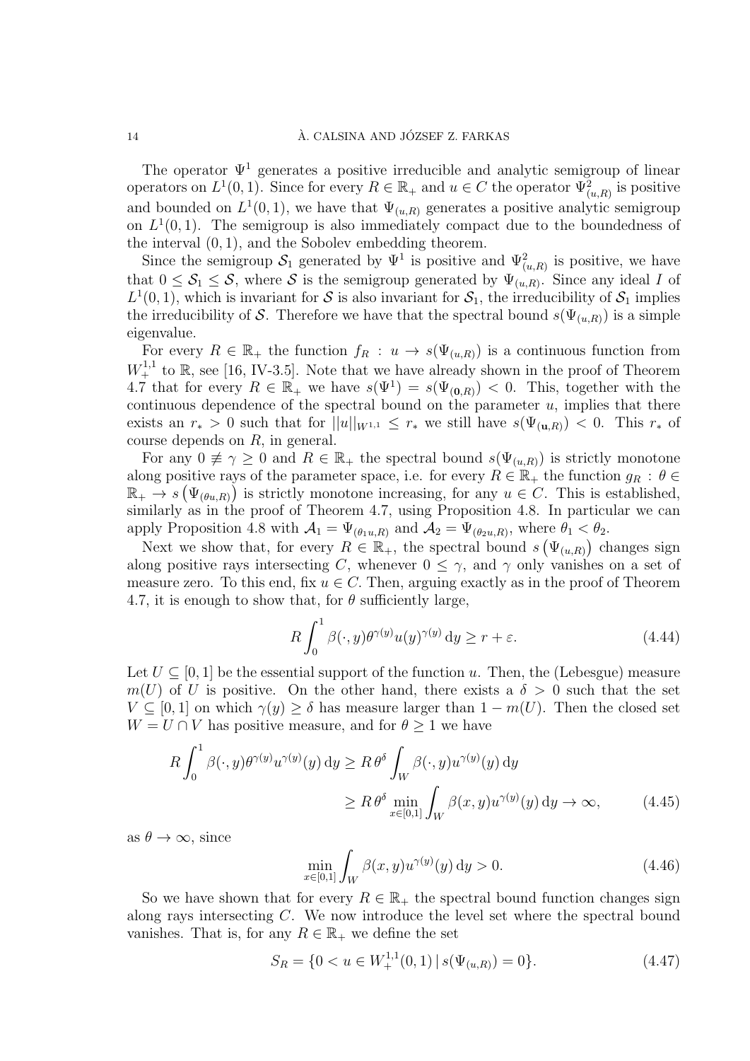The operator $\Psi^1$ generates a positive irreducible and analytic semigroup of linear operators on $L^1(0,1)$. Since for every $R \in \mathbb{R}_+$ and $u \in C$ the operator $\Psi^2_{(u,R)}$ is positive and bounded on $L^1(0,1)$, we have that $\Psi_{(u,R)}$ generates a positive analytic semigroup on $L^1(0,1)$. The semigroup is also immediately compact due to the boundedness of the interval $(0,1)$, and the Sobolev embedding theorem.

Since the semigroup $\mathcal{S}_1$ generated by $\Psi^1$ is positive and $\Psi^2_{(u,R)}$ is positive, we have that $0 \leq \mathcal{S}_1 \leq \mathcal{S}$, where $\mathcal{S}$ is the semigroup generated by $\Psi_{(u,R)}$. Since any ideal $I$ of $L^1(0,1)$, which is invariant for $\mathcal{S}$ is also invariant for $\mathcal{S}_1$, the irreducibility of $\mathcal{S}_1$ implies the irreducibility of $\mathcal{S}$. Therefore we have that the spectral bound $s(\Psi_{(u,R)})$ is a simple eigenvalue.

For every $R \in \mathbb{R}_+$ the function $f_R\,:\, u \to s(\Psi_{(u,R)})$ is a continuous function from $W^{1,1}_+$ to $\mathbb{R}$, see [16, IV-3.5]. Note that we have already shown in the proof of Theorem 4.7 that for every $R \in \mathbb{R}_+$ we have $s(\Psi^1) = s(\Psi_{(\mathbf{0},R)}) < 0$. This, together with the continuous dependence of the spectral bound on the parameter $u$, implies that there exists an $r_* > 0$ such that for $||u||_{W^{1,1}} \leq r_*$ we still have $s(\Psi_{(\mathbf{u},R)}) < 0$. This $r_*$ of course depends on $R$, in general.

For any $0 \not\equiv \gamma \geq 0$ and $R \in \mathbb{R}_+$ the spectral bound $s(\Psi_{(u,R)})$ is strictly monotone along positive rays of the parameter space, i.e. for every $R \in \mathbb{R}_+$ the function $g_R\,:\,\theta \in \mathbb{R}_+ \to s\left(\Psi_{(\theta u,R)}\right)$ is strictly monotone increasing, for any $u \in C$. This is established, similarly as in the proof of Theorem 4.7, using Proposition 4.8. In particular we can apply Proposition 4.8 with $\mathcal{A}_1 = \Psi_{(\theta_1 u,R)}$ and $\mathcal{A}_2 = \Psi_{(\theta_2 u,R)}$, where $\theta_1 < \theta_2$.

Next we show that, for every $R \in \mathbb{R}_+$, the spectral bound $s\left(\Psi_{(u,R)}\right)$ changes sign along positive rays intersecting $C$, whenever $0 \leq \gamma$, and $\gamma$ only vanishes on a set of measure zero. To this end, fix $u \in C$. Then, arguing exactly as in the proof of Theorem 4.7, it is enough to show that, for $\theta$ sufficiently large,

$$R \int_0^1 \beta(\cdot, y)\theta^{\gamma(y)} u(y)^{\gamma(y)}\,\mathrm{d}y \geq r + \varepsilon. \tag{4.44}$$

Let $U \subseteq [0,1]$ be the essential support of the function $u$. Then, the (Lebesgue) measure $m(U)$ of $U$ is positive. On the other hand, there exists a $\delta > 0$ such that the set $V \subseteq [0,1]$ on which $\gamma(y) \geq \delta$ has measure larger than $1 - m(U)$. Then the closed set $W = U \cap V$ has positive measure, and for $\theta \geq 1$ we have

$$\begin{aligned} R \int_0^1 \beta(\cdot, y)\theta^{\gamma(y)} u^{\gamma(y)}(y)\,\mathrm{d}y &\geq R\,\theta^{\delta} \int_W \beta(\cdot, y) u^{\gamma(y)}(y)\,\mathrm{d}y \\ &\geq R\,\theta^{\delta} \min_{x\in[0,1]} \int_W \beta(x, y) u^{\gamma(y)}(y)\,\mathrm{d}y \to \infty, \end{aligned} \tag{4.45}$$

as $\theta \to \infty$, since

$$\min_{x\in[0,1]} \int_W \beta(x,y) u^{\gamma(y)}(y)\,\mathrm{d}y > 0. \tag{4.46}$$

So we have shown that for every $R \in \mathbb{R}_+$ the spectral bound function changes sign along rays intersecting $C$. We now introduce the level set where the spectral bound vanishes. That is, for any $R \in \mathbb{R}_+$ we define the set

$$S_R = \{0 < u \in W^{1,1}_+(0,1)\,|\, s(\Psi_{(u,R)}) = 0\}. \tag{4.47}$$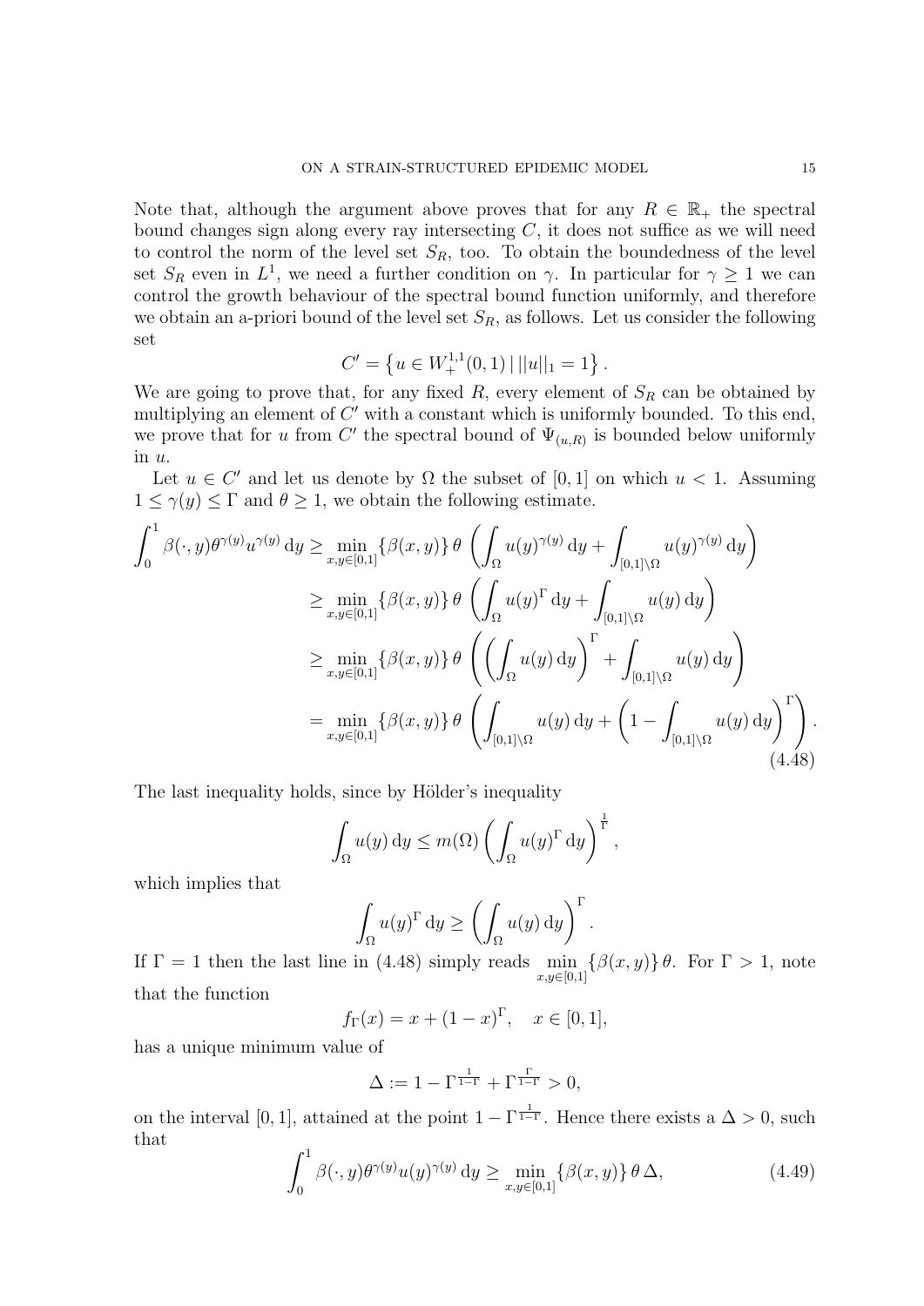Note that, although the argument above proves that for any $R \in \mathbb{R}_+$ the spectral bound changes sign along every ray intersecting $C$, it does not suffice as we will need to control the norm of the level set $S_R$, too. To obtain the boundedness of the level set $S_R$ even in $L^1$, we need a further condition on $\gamma$. In particular for $\gamma \geq 1$ we can control the growth behaviour of the spectral bound function uniformly, and therefore we obtain an a-priori bound of the level set $S_R$, as follows. Let us consider the following set

$$C' = \left\{ u \in W_+^{1,1}(0,1) \,|\, ||u||_1 = 1 \right\}.$$

We are going to prove that, for any fixed $R$, every element of $S_R$ can be obtained by multiplying an element of $C'$ with a constant which is uniformly bounded. To this end, we prove that for $u$ from $C'$ the spectral bound of $\Psi_{(u,R)}$ is bounded below uniformly in $u$.

Let $u \in C'$ and let us denote by $\Omega$ the subset of $[0,1]$ on which $u < 1$. Assuming $1 \leq \gamma(y) \leq \Gamma$ and $\theta \geq 1$, we obtain the following estimate.

$$\begin{aligned}
\int_0^1 \beta(\cdot,y)\theta^{\gamma(y)}u^{\gamma(y)}\,\mathrm{d}y &\geq \min_{x,y\in[0,1]}\{\beta(x,y)\}\,\theta\left(\int_\Omega u(y)^{\gamma(y)}\,\mathrm{d}y + \int_{[0,1]\setminus\Omega} u(y)^{\gamma(y)}\,\mathrm{d}y\right)\\
&\geq \min_{x,y\in[0,1]}\{\beta(x,y)\}\,\theta\left(\int_\Omega u(y)^{\Gamma}\,\mathrm{d}y + \int_{[0,1]\setminus\Omega} u(y)\,\mathrm{d}y\right)\\
&\geq \min_{x,y\in[0,1]}\{\beta(x,y)\}\,\theta\left(\left(\int_\Omega u(y)\,\mathrm{d}y\right)^{\Gamma} + \int_{[0,1]\setminus\Omega} u(y)\,\mathrm{d}y\right)\\
&= \min_{x,y\in[0,1]}\{\beta(x,y)\}\,\theta\left(\int_{[0,1]\setminus\Omega} u(y)\,\mathrm{d}y + \left(1 - \int_{[0,1]\setminus\Omega} u(y)\,\mathrm{d}y\right)^{\Gamma}\right).
\end{aligned} \tag{4.48}$$

The last inequality holds, since by Hölder's inequality

$$\int_\Omega u(y)\,\mathrm{d}y \leq m(\Omega)\left(\int_\Omega u(y)^\Gamma\,\mathrm{d}y\right)^{\frac{1}{\Gamma}},$$

which implies that

$$\int_\Omega u(y)^\Gamma\,\mathrm{d}y \geq \left(\int_\Omega u(y)\,\mathrm{d}y\right)^{\Gamma}.$$

If $\Gamma = 1$ then the last line in (4.48) simply reads $\min\limits_{x,y\in[0,1]}\{\beta(x,y)\}\,\theta$. For $\Gamma > 1$, note that the function

$$f_\Gamma(x) = x + (1-x)^\Gamma, \quad x \in [0,1],$$

has a unique minimum value of

$$\Delta := 1 - \Gamma^{\frac{1}{1-\Gamma}} + \Gamma^{\frac{\Gamma}{1-\Gamma}} > 0,$$

on the interval $[0,1]$, attained at the point $1 - \Gamma^{\frac{1}{1-\Gamma}}$. Hence there exists a $\Delta > 0$, such that

$$\int_0^1 \beta(\cdot,y)\theta^{\gamma(y)}u(y)^{\gamma(y)}\,\mathrm{d}y \geq \min_{x,y\in[0,1]}\{\beta(x,y)\}\,\theta\,\Delta, \tag{4.49}$$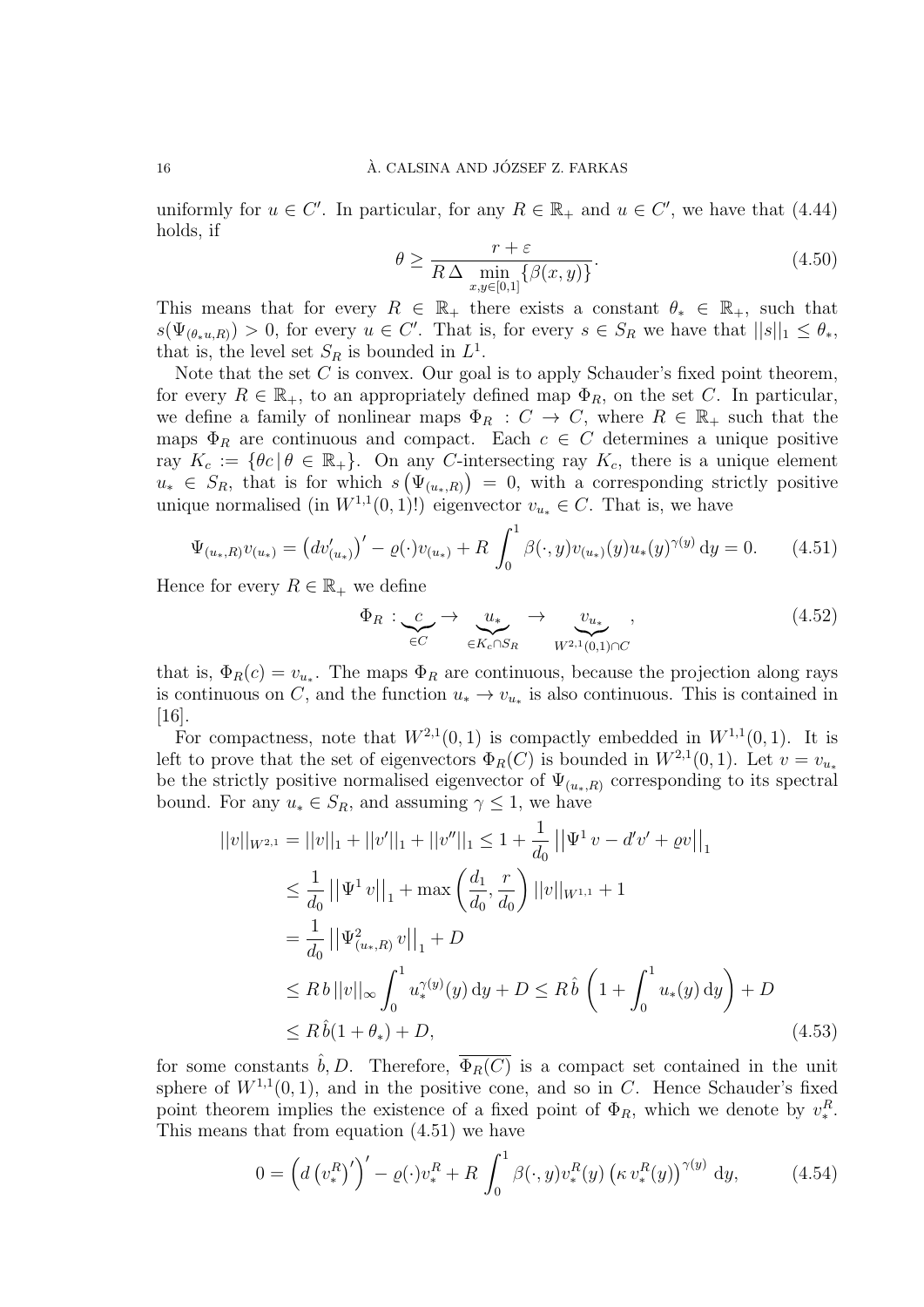uniformly for $u \in C'$. In particular, for any $R \in \mathbb{R}_+$ and $u \in C'$, we have that (4.44) holds, if

$$\theta \geq \frac{r+\varepsilon}{R\,\Delta \min\limits_{x,y\in[0,1]}\{\beta(x,y)\}}. \tag{4.50}$$

This means that for every $R \in \mathbb{R}_+$ there exists a constant $\theta_* \in \mathbb{R}_+$, such that $s(\Psi_{(\theta_* u,R)}) > 0$, for every $u \in C'$. That is, for every $s \in S_R$ we have that $||s||_1 \leq \theta_*$, that is, the level set $S_R$ is bounded in $L^1$.

Note that the set $C$ is convex. Our goal is to apply Schauder's fixed point theorem, for every $R \in \mathbb{R}_+$, to an appropriately defined map $\Phi_R$, on the set $C$. In particular, we define a family of nonlinear maps $\Phi_R : C \to C$, where $R \in \mathbb{R}_+$ such that the maps $\Phi_R$ are continuous and compact. Each $c \in C$ determines a unique positive ray $K_c := \{\theta c \,|\, \theta \in \mathbb{R}_+\}$. On any $C$-intersecting ray $K_c$, there is a unique element $u_* \in S_R$, that is for which $s\left(\Psi_{(u_*,R)}\right) = 0$, with a corresponding strictly positive unique normalised (in $W^{1,1}(0,1)$!) eigenvector $v_{u_*} \in C$. That is, we have

$$\Psi_{(u_*,R)} v_{(u_*)} = \left(d v'_{(u_*)}\right)' - \varrho(\cdot) v_{(u_*)} + R\int_0^1 \beta(\cdot,y) v_{(u_*)}(y) u_*(y)^{\gamma(y)}\,\mathrm{d}y = 0. \tag{4.51}$$

Hence for every $R \in \mathbb{R}_+$ we define

$$\Phi_R : \underbrace{c}_{\in C} \to \underbrace{u_*}_{\in K_c \cap S_R} \to \underbrace{v_{u_*}}_{W^{2,1}(0,1)\cap C}, \tag{4.52}$$

that is, $\Phi_R(c) = v_{u_*}$. The maps $\Phi_R$ are continuous, because the projection along rays is continuous on $C$, and the function $u_* \to v_{u_*}$ is also continuous. This is contained in [16].

For compactness, note that $W^{2,1}(0,1)$ is compactly embedded in $W^{1,1}(0,1)$. It is left to prove that the set of eigenvectors $\Phi_R(C)$ is bounded in $W^{2,1}(0,1)$. Let $v = v_{u_*}$ be the strictly positive normalised eigenvector of $\Psi_{(u_*,R)}$ corresponding to its spectral bound. For any $u_* \in S_R$, and assuming $\gamma \leq 1$, we have

$$\begin{aligned}
||v||_{W^{2,1}} &= ||v||_1 + ||v'||_1 + ||v''||_1 \leq 1 + \frac{1}{d_0}\left|\left|\Psi^1 v - d'v' + \varrho v\right|\right|_1 \\
&\leq \frac{1}{d_0}\left|\left|\Psi^1 v\right|\right|_1 + \max\left(\frac{d_1}{d_0}, \frac{r}{d_0}\right)||v||_{W^{1,1}} + 1 \\
&= \frac{1}{d_0}\left|\left|\Psi^2_{(u_*,R)} v\right|\right|_1 + D \\
&\leq R\,b\,||v||_\infty \int_0^1 u_*^{\gamma(y)}(y)\,\mathrm{d}y + D \leq R\,\hat{b}\left(1 + \int_0^1 u_*(y)\,\mathrm{d}y\right) + D \\
&\leq R\,\hat{b}(1+\theta_*) + D,
\end{aligned} \tag{4.53}$$

for some constants $\hat{b}, D$. Therefore, $\overline{\Phi_R(C)}$ is a compact set contained in the unit sphere of $W^{1,1}(0,1)$, and in the positive cone, and so in $C$. Hence Schauder's fixed point theorem implies the existence of a fixed point of $\Phi_R$, which we denote by $v_*^R$. This means that from equation (4.51) we have

$$0 = \left(d\left(v_*^R\right)'\right)' - \varrho(\cdot) v_*^R + R\int_0^1 \beta(\cdot,y) v_*^R(y)\left(\kappa\, v_*^R(y)\right)^{\gamma(y)}\,\mathrm{d}y, \tag{4.54}$$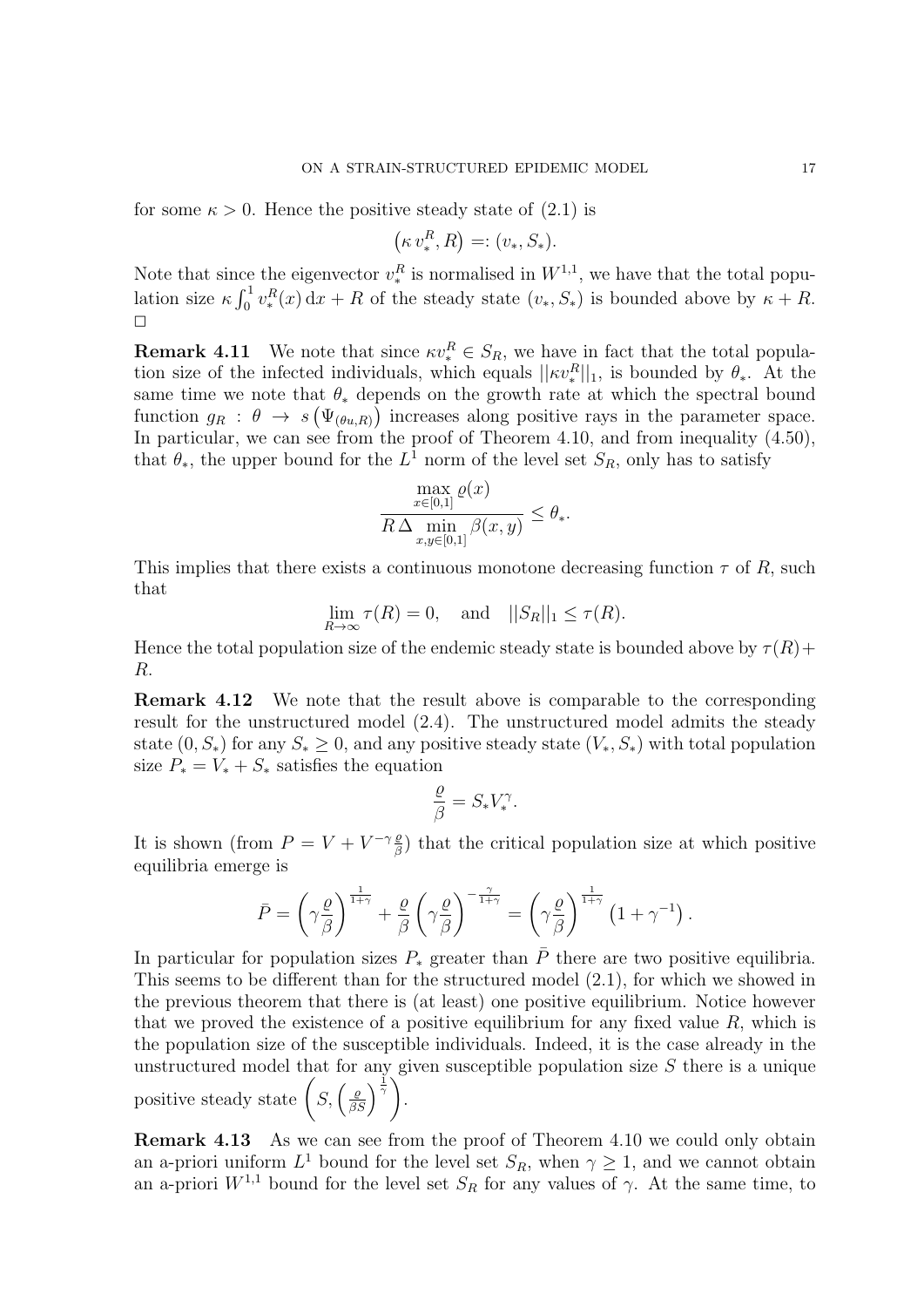for some $\kappa > 0$. Hence the positive steady state of (2.1) is

$$\left(\kappa\, v_*^R, R\right) =: (v_*, S_*).$$

Note that since the eigenvector $v_*^R$ is normalised in $W^{1,1}$, we have that the total population size $\kappa \int_0^1 v_*^R(x)\,\mathrm{d}x + R$ of the steady state $(v_*, S_*)$ is bounded above by $\kappa + R$. $\square$

**Remark 4.11** We note that since $\kappa v_*^R \in S_R$, we have in fact that the total population size of the infected individuals, which equals $||\kappa v_*^R||_1$, is bounded by $\theta_*$. At the same time we note that $\theta_*$ depends on the growth rate at which the spectral bound function $g_R \,:\, \theta \,\to\, s\left(\Psi_{(\theta u, R)}\right)$ increases along positive rays in the parameter space. In particular, we can see from the proof of Theorem 4.10, and from inequality (4.50), that $\theta_*$, the upper bound for the $L^1$ norm of the level set $S_R$, only has to satisfy

$$\frac{\max\limits_{x\in[0,1]} \varrho(x)}{R\,\Delta \min\limits_{x,y\in[0,1]} \beta(x,y)} \leq \theta_*.$$

This implies that there exists a continuous monotone decreasing function $\tau$ of $R$, such that

$$\lim_{R\to\infty} \tau(R) = 0, \quad \text{and} \quad ||S_R||_1 \leq \tau(R).$$

Hence the total population size of the endemic steady state is bounded above by $\tau(R) + R$.

**Remark 4.12** We note that the result above is comparable to the corresponding result for the unstructured model (2.4). The unstructured model admits the steady state $(0, S_*)$ for any $S_* \geq 0$, and any positive steady state $(V_*, S_*)$ with total population size $P_* = V_* + S_*$ satisfies the equation

$$\frac{\varrho}{\beta} = S_* V_*^{\gamma}.$$

It is shown (from $P = V + V^{-\gamma}\frac{\varrho}{\beta}$) that the critical population size at which positive equilibria emerge is

$$\bar{P} = \left(\gamma \frac{\varrho}{\beta}\right)^{\frac{1}{1+\gamma}} + \frac{\varrho}{\beta}\left(\gamma\frac{\varrho}{\beta}\right)^{-\frac{\gamma}{1+\gamma}} = \left(\gamma\frac{\varrho}{\beta}\right)^{\frac{1}{1+\gamma}}\left(1+\gamma^{-1}\right).$$

In particular for population sizes $P_*$ greater than $\bar{P}$ there are two positive equilibria. This seems to be different than for the structured model (2.1), for which we showed in the previous theorem that there is (at least) one positive equilibrium. Notice however that we proved the existence of a positive equilibrium for any fixed value $R$, which is the population size of the susceptible individuals. Indeed, it is the case already in the unstructured model that for any given susceptible population size $S$ there is a unique positive steady state $\left(S, \left(\frac{\varrho}{\beta S}\right)^{\frac{1}{\gamma}}\right)$.

**Remark 4.13** As we can see from the proof of Theorem 4.10 we could only obtain an a-priori uniform $L^1$ bound for the level set $S_R$, when $\gamma \geq 1$, and we cannot obtain an a-priori $W^{1,1}$ bound for the level set $S_R$ for any values of $\gamma$. At the same time, to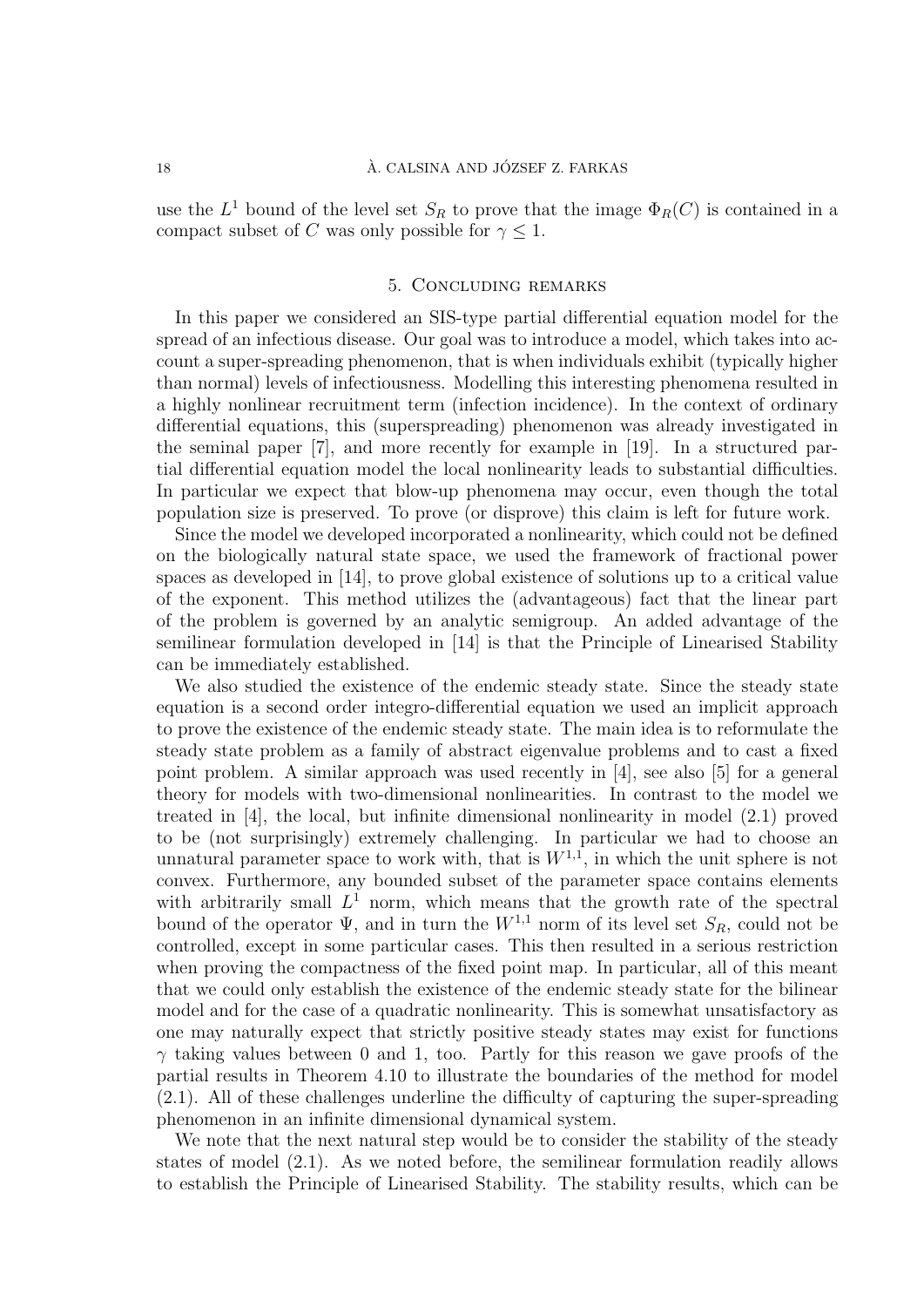use the $L^1$ bound of the level set $S_R$ to prove that the image $\Phi_R(C)$ is contained in a compact subset of $C$ was only possible for $\gamma \leq 1$.

## 5. Concluding remarks

In this paper we considered an SIS-type partial differential equation model for the spread of an infectious disease. Our goal was to introduce a model, which takes into account a super-spreading phenomenon, that is when individuals exhibit (typically higher than normal) levels of infectiousness. Modelling this interesting phenomena resulted in a highly nonlinear recruitment term (infection incidence). In the context of ordinary differential equations, this (superspreading) phenomenon was already investigated in the seminal paper [7], and more recently for example in [19]. In a structured partial differential equation model the local nonlinearity leads to substantial difficulties. In particular we expect that blow-up phenomena may occur, even though the total population size is preserved. To prove (or disprove) this claim is left for future work.

Since the model we developed incorporated a nonlinearity, which could not be defined on the biologically natural state space, we used the framework of fractional power spaces as developed in [14], to prove global existence of solutions up to a critical value of the exponent. This method utilizes the (advantageous) fact that the linear part of the problem is governed by an analytic semigroup. An added advantage of the semilinear formulation developed in [14] is that the Principle of Linearised Stability can be immediately established.

We also studied the existence of the endemic steady state. Since the steady state equation is a second order integro-differential equation we used an implicit approach to prove the existence of the endemic steady state. The main idea is to reformulate the steady state problem as a family of abstract eigenvalue problems and to cast a fixed point problem. A similar approach was used recently in [4], see also [5] for a general theory for models with two-dimensional nonlinearities. In contrast to the model we treated in [4], the local, but infinite dimensional nonlinearity in model (2.1) proved to be (not surprisingly) extremely challenging. In particular we had to choose an unnatural parameter space to work with, that is $W^{1,1}$, in which the unit sphere is not convex. Furthermore, any bounded subset of the parameter space contains elements with arbitrarily small $L^1$ norm, which means that the growth rate of the spectral bound of the operator $\Psi$, and in turn the $W^{1,1}$ norm of its level set $S_R$, could not be controlled, except in some particular cases. This then resulted in a serious restriction when proving the compactness of the fixed point map. In particular, all of this meant that we could only establish the existence of the endemic steady state for the bilinear model and for the case of a quadratic nonlinearity. This is somewhat unsatisfactory as one may naturally expect that strictly positive steady states may exist for functions $\gamma$ taking values between 0 and 1, too. Partly for this reason we gave proofs of the partial results in Theorem 4.10 to illustrate the boundaries of the method for model (2.1). All of these challenges underline the difficulty of capturing the super-spreading phenomenon in an infinite dimensional dynamical system.

We note that the next natural step would be to consider the stability of the steady states of model (2.1). As we noted before, the semilinear formulation readily allows to establish the Principle of Linearised Stability. The stability results, which can be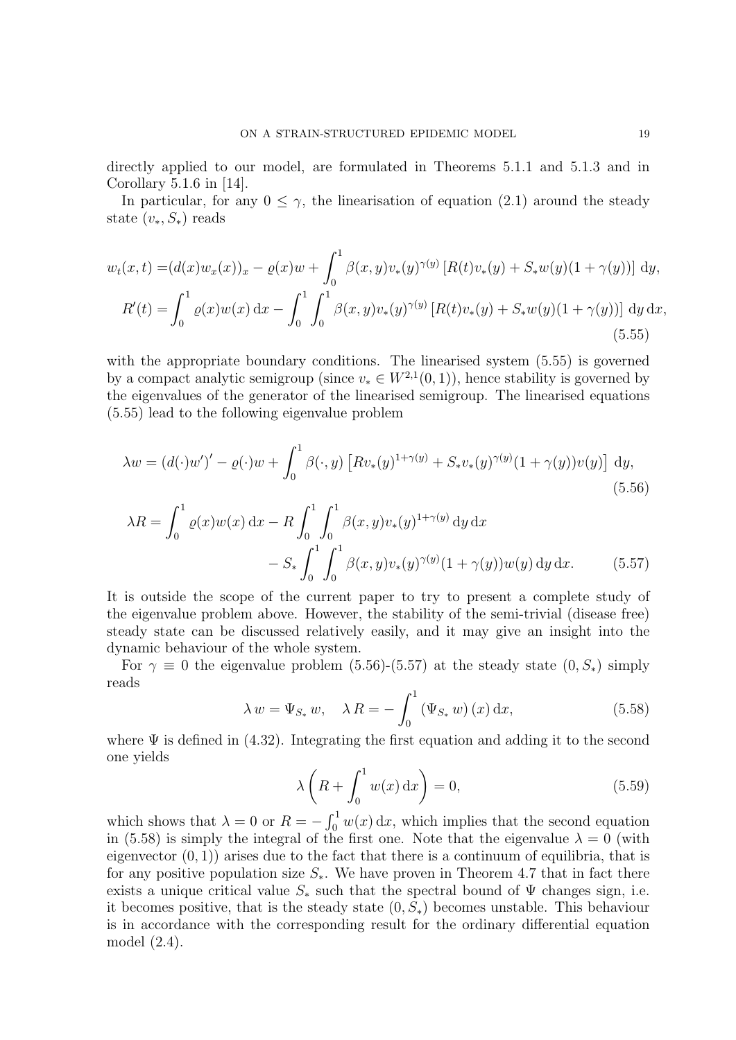directly applied to our model, are formulated in Theorems 5.1.1 and 5.1.3 and in Corollary 5.1.6 in [14].

In particular, for any $0 \leq \gamma$, the linearisation of equation (2.1) around the steady state $(v_*, S_*)$ reads

$$
\begin{aligned}
w_t(x,t) =& (d(x)w_x(x))_x - \varrho(x)w + \int_0^1 \beta(x,y)v_*(y)^{\gamma(y)}\left[R(t)v_*(y) + S_*w(y)(1+\gamma(y))\right]\,\mathrm{d}y,\\
R'(t) =& \int_0^1 \varrho(x)w(x)\,\mathrm{d}x - \int_0^1\int_0^1 \beta(x,y)v_*(y)^{\gamma(y)}\left[R(t)v_*(y) + S_*w(y)(1+\gamma(y))\right]\,\mathrm{d}y\,\mathrm{d}x,
\end{aligned}
\tag{5.55}
$$

with the appropriate boundary conditions. The linearised system (5.55) is governed by a compact analytic semigroup (since $v_* \in W^{2,1}(0,1)$), hence stability is governed by the eigenvalues of the generator of the linearised semigroup. The linearised equations (5.55) lead to the following eigenvalue problem

$$
\lambda w = (d(\cdot)w')' - \varrho(\cdot)w + \int_0^1 \beta(\cdot,y)\left[Rv_*(y)^{1+\gamma(y)} + S_*v_*(y)^{\gamma(y)}(1+\gamma(y))v(y)\right]\,\mathrm{d}y,
\tag{5.56}
$$

$$
\begin{aligned}
\lambda R = \int_0^1 \varrho(x)w(x)\,\mathrm{d}x &- R\int_0^1\int_0^1 \beta(x,y)v_*(y)^{1+\gamma(y)}\,\mathrm{d}y\,\mathrm{d}x\\
&- S_*\int_0^1\int_0^1 \beta(x,y)v_*(y)^{\gamma(y)}(1+\gamma(y))w(y)\,\mathrm{d}y\,\mathrm{d}x.
\end{aligned}
\tag{5.57}
$$

It is outside the scope of the current paper to try to present a complete study of the eigenvalue problem above. However, the stability of the semi-trivial (disease free) steady state can be discussed relatively easily, and it may give an insight into the dynamic behaviour of the whole system.

For $\gamma \equiv 0$ the eigenvalue problem (5.56)-(5.57) at the steady state $(0, S_*)$ simply reads

$$
\lambda\, w = \Psi_{S_*}\, w, \quad \lambda\, R = -\int_0^1 \left(\Psi_{S_*}\, w\right)(x)\,\mathrm{d}x,
\tag{5.58}
$$

where $\Psi$ is defined in (4.32). Integrating the first equation and adding it to the second one yields

$$
\lambda\left(R + \int_0^1 w(x)\,\mathrm{d}x\right) = 0,
\tag{5.59}
$$

which shows that $\lambda = 0$ or $R = -\int_0^1 w(x)\,\mathrm{d}x$, which implies that the second equation in (5.58) is simply the integral of the first one. Note that the eigenvalue $\lambda = 0$ (with eigenvector $(0,1)$) arises due to the fact that there is a continuum of equilibria, that is for any positive population size $S_*$. We have proven in Theorem 4.7 that in fact there exists a unique critical value $S_*$ such that the spectral bound of $\Psi$ changes sign, i.e. it becomes positive, that is the steady state $(0, S_*)$ becomes unstable. This behaviour is in accordance with the corresponding result for the ordinary differential equation model (2.4).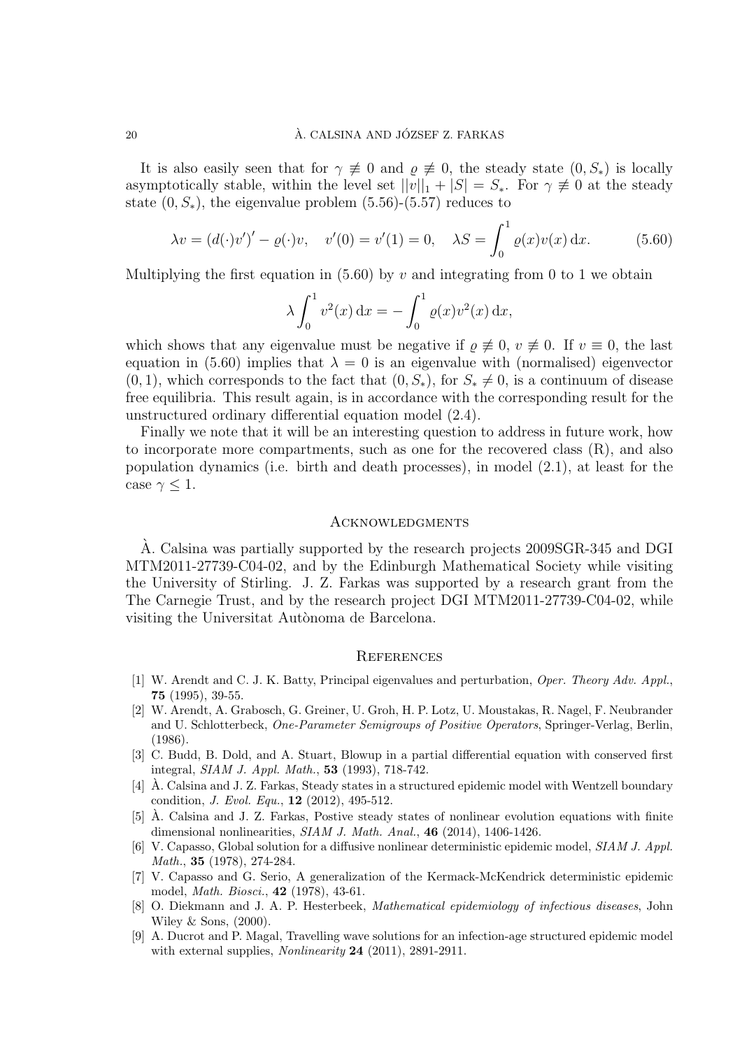It is also easily seen that for $\gamma \not\equiv 0$ and $\varrho \not\equiv 0$, the steady state $(0, S_*)$ is locally asymptotically stable, within the level set $||v||_1 + |S| = S_*$. For $\gamma \not\equiv 0$ at the steady state $(0, S_*)$, the eigenvalue problem (5.56)-(5.57) reduces to

$$\lambda v = (d(\cdot)v')' - \varrho(\cdot)v, \quad v'(0) = v'(1) = 0, \quad \lambda S = \int_0^1 \varrho(x)v(x)\,\mathrm{d}x. \tag{5.60}$$

Multiplying the first equation in (5.60) by $v$ and integrating from 0 to 1 we obtain

$$\lambda \int_0^1 v^2(x)\,\mathrm{d}x = -\int_0^1 \varrho(x)v^2(x)\,\mathrm{d}x,$$

which shows that any eigenvalue must be negative if $\varrho \not\equiv 0$, $v \not\equiv 0$. If $v \equiv 0$, the last equation in (5.60) implies that $\lambda = 0$ is an eigenvalue with (normalised) eigenvector $(0, 1)$, which corresponds to the fact that $(0, S_*)$, for $S_* \neq 0$, is a continuum of disease free equilibria. This result again, is in accordance with the corresponding result for the unstructured ordinary differential equation model (2.4).

Finally we note that it will be an interesting question to address in future work, how to incorporate more compartments, such as one for the recovered class (R), and also population dynamics (i.e. birth and death processes), in model (2.1), at least for the case $\gamma \leq 1$.

## Acknowledgments

À. Calsina was partially supported by the research projects 2009SGR-345 and DGI MTM2011-27739-C04-02, and by the Edinburgh Mathematical Society while visiting the University of Stirling. J. Z. Farkas was supported by a research grant from the The Carnegie Trust, and by the research project DGI MTM2011-27739-C04-02, while visiting the Universitat Autònoma de Barcelona.

## References

[1] W. Arendt and C. J. K. Batty, Principal eigenvalues and perturbation, *Oper. Theory Adv. Appl.*, **75** (1995), 39-55.

[2] W. Arendt, A. Grabosch, G. Greiner, U. Groh, H. P. Lotz, U. Moustakas, R. Nagel, F. Neubrander and U. Schlotterbeck, *One-Parameter Semigroups of Positive Operators*, Springer-Verlag, Berlin, (1986).

[3] C. Budd, B. Dold, and A. Stuart, Blowup in a partial differential equation with conserved first integral, *SIAM J. Appl. Math.*, **53** (1993), 718-742.

[4] À. Calsina and J. Z. Farkas, Steady states in a structured epidemic model with Wentzell boundary condition, *J. Evol. Equ.*, **12** (2012), 495-512.

[5] À. Calsina and J. Z. Farkas, Postive steady states of nonlinear evolution equations with finite dimensional nonlinearities, *SIAM J. Math. Anal.*, **46** (2014), 1406-1426.

[6] V. Capasso, Global solution for a diffusive nonlinear deterministic epidemic model, *SIAM J. Appl. Math.*, **35** (1978), 274-284.

[7] V. Capasso and G. Serio, A generalization of the Kermack-McKendrick deterministic epidemic model, *Math. Biosci.*, **42** (1978), 43-61.

[8] O. Diekmann and J. A. P. Hesterbeek, *Mathematical epidemiology of infectious diseases*, John Wiley & Sons, (2000).

[9] A. Ducrot and P. Magal, Travelling wave solutions for an infection-age structured epidemic model with external supplies, *Nonlinearity* **24** (2011), 2891-2911.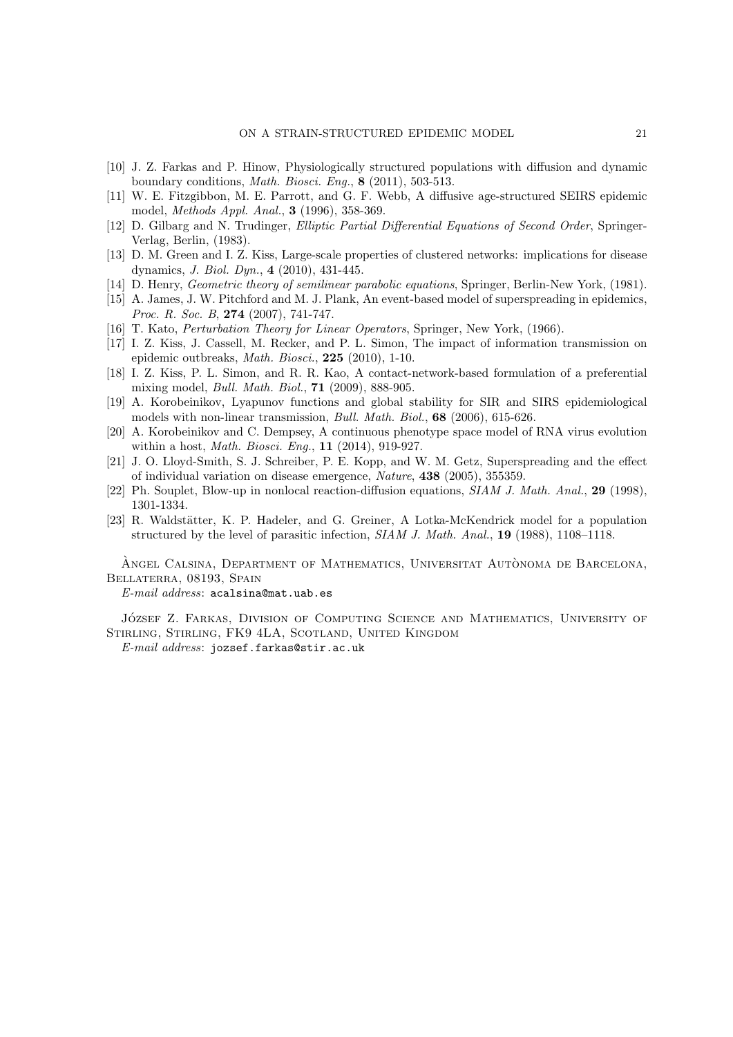[10] J. Z. Farkas and P. Hinow, Physiologically structured populations with diffusion and dynamic boundary conditions, *Math. Biosci. Eng.*, **8** (2011), 503-513.

[11] W. E. Fitzgibbon, M. E. Parrott, and G. F. Webb, A diffusive age-structured SEIRS epidemic model, *Methods Appl. Anal.*, **3** (1996), 358-369.

[12] D. Gilbarg and N. Trudinger, *Elliptic Partial Differential Equations of Second Order*, Springer-Verlag, Berlin, (1983).

[13] D. M. Green and I. Z. Kiss, Large-scale properties of clustered networks: implications for disease dynamics, *J. Biol. Dyn.*, **4** (2010), 431-445.

[14] D. Henry, *Geometric theory of semilinear parabolic equations*, Springer, Berlin-New York, (1981).

[15] A. James, J. W. Pitchford and M. J. Plank, An event-based model of superspreading in epidemics, *Proc. R. Soc. B*, **274** (2007), 741-747.

[16] T. Kato, *Perturbation Theory for Linear Operators*, Springer, New York, (1966).

[17] I. Z. Kiss, J. Cassell, M. Recker, and P. L. Simon, The impact of information transmission on epidemic outbreaks, *Math. Biosci.*, **225** (2010), 1-10.

[18] I. Z. Kiss, P. L. Simon, and R. R. Kao, A contact-network-based formulation of a preferential mixing model, *Bull. Math. Biol.*, **71** (2009), 888-905.

[19] A. Korobeinikov, Lyapunov functions and global stability for SIR and SIRS epidemiological models with non-linear transmission, *Bull. Math. Biol.*, **68** (2006), 615-626.

[20] A. Korobeinikov and C. Dempsey, A continuous phenotype space model of RNA virus evolution within a host, *Math. Biosci. Eng.*, **11** (2014), 919-927.

[21] J. O. Lloyd-Smith, S. J. Schreiber, P. E. Kopp, and W. M. Getz, Superspreading and the effect of individual variation on disease emergence, *Nature*, **438** (2005), 355359.

[22] Ph. Souplet, Blow-up in nonlocal reaction-diffusion equations, *SIAM J. Math. Anal.*, **29** (1998), 1301-1334.

[23] R. Waldstätter, K. P. Hadeler, and G. Greiner, A Lotka-McKendrick model for a population structured by the level of parasitic infection, *SIAM J. Math. Anal.*, **19** (1988), 1108–1118.

Àngel Calsina, Department of Mathematics, Universitat Autònoma de Barcelona, Bellaterra, 08193, Spain

*E-mail address*: acalsina@mat.uab.es

József Z. Farkas, Division of Computing Science and Mathematics, University of Stirling, Stirling, FK9 4LA, Scotland, United Kingdom

*E-mail address*: jozsef.farkas@stir.ac.uk